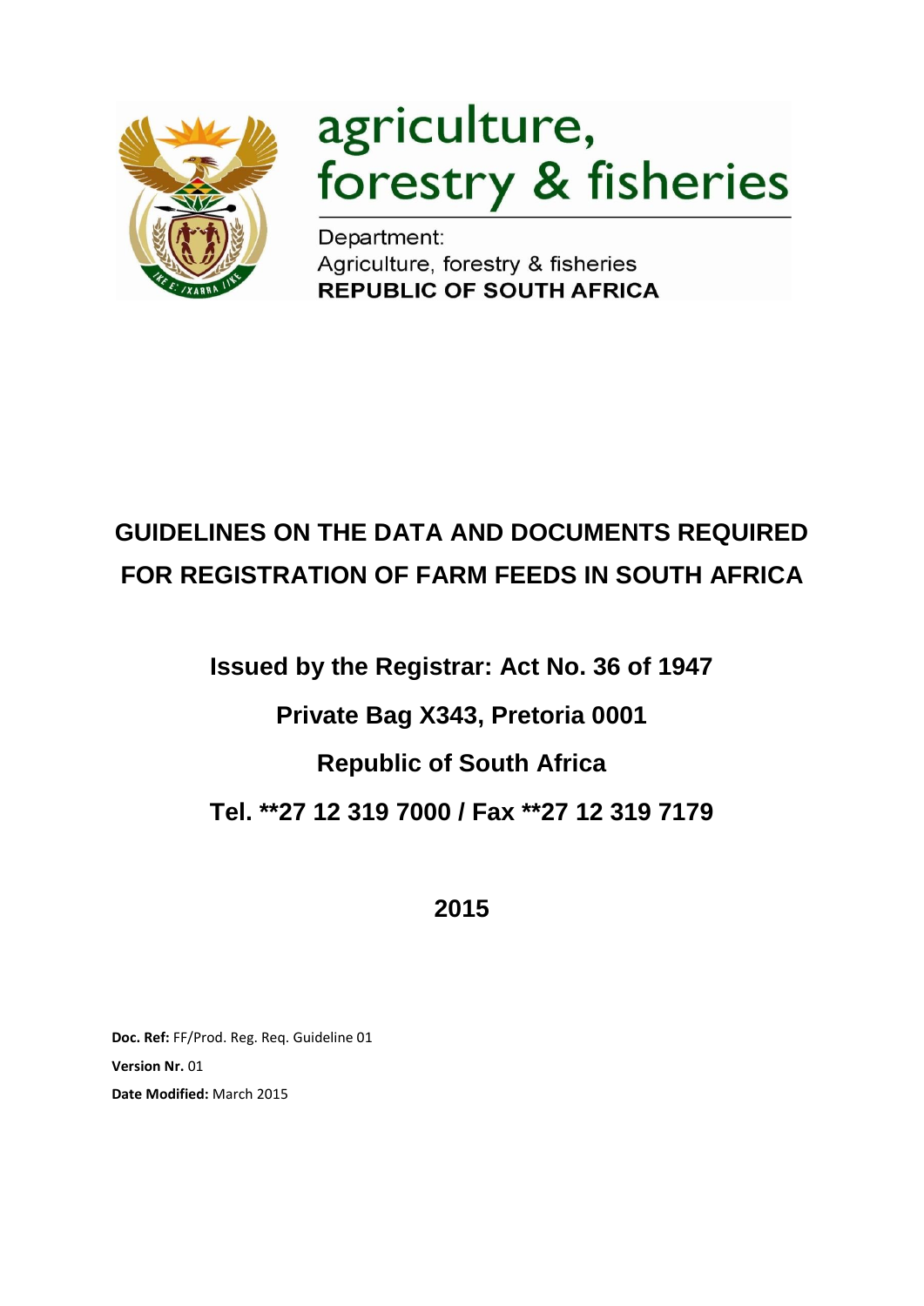agriculture, forestry & fisheries

Department:
Agriculture, forestry & fisheries
**REPUBLIC OF SOUTH AFRICA**

# GUIDELINES ON THE DATA AND DOCUMENTS REQUIRED FOR REGISTRATION OF FARM FEEDS IN SOUTH AFRICA

**Issued by the Registrar: Act No. 36 of 1947**

**Private Bag X343, Pretoria 0001**

**Republic of South Africa**

**Tel. **27 12 319 7000 / Fax **27 12 319 7179**

**2015**

**Doc. Ref:** FF/Prod. Reg. Req. Guideline 01

**Version Nr.** 01

**Date Modified:** March 2015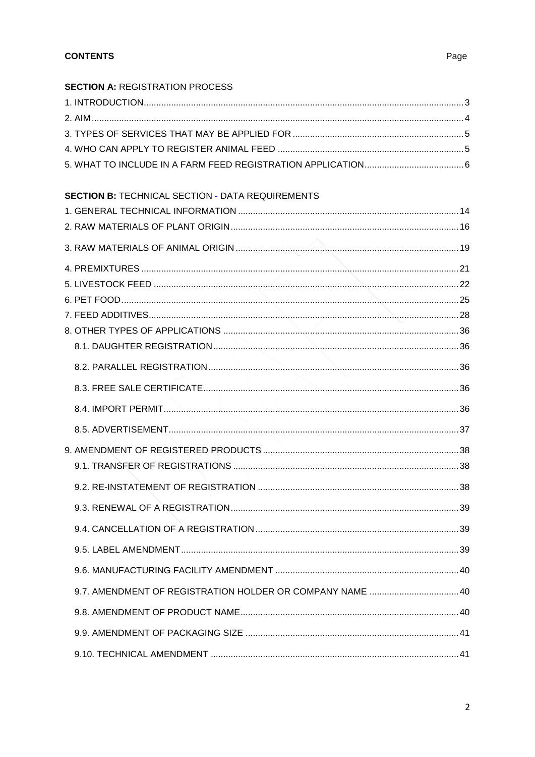**CONTENTS** Page

**SECTION A:** REGISTRATION PROCESS

1. INTRODUCTION ... 3
2. AIM ... 4
3. TYPES OF SERVICES THAT MAY BE APPLIED FOR ... 5
4. WHO CAN APPLY TO REGISTER ANIMAL FEED ... 5
5. WHAT TO INCLUDE IN A FARM FEED REGISTRATION APPLICATION ... 6

**SECTION B:** TECHNICAL SECTION - DATA REQUIREMENTS

1. GENERAL TECHNICAL INFORMATION ... 14
2. RAW MATERIALS OF PLANT ORIGIN ... 16
3. RAW MATERIALS OF ANIMAL ORIGIN ... 19
4. PREMIXTURES ... 21
5. LIVESTOCK FEED ... 22
6. PET FOOD ... 25
7. FEED ADDITIVES ... 28
8. OTHER TYPES OF APPLICATIONS ... 36
    - 8.1. DAUGHTER REGISTRATION ... 36
    - 8.2. PARALLEL REGISTRATION ... 36
    - 8.3. FREE SALE CERTIFICATE ... 36
    - 8.4. IMPORT PERMIT ... 36
    - 8.5. ADVERTISEMENT ... 37
9. AMENDMENT OF REGISTERED PRODUCTS ... 38
    - 9.1. TRANSFER OF REGISTRATIONS ... 38
    - 9.2. RE-INSTATEMENT OF REGISTRATION ... 38
    - 9.3. RENEWAL OF A REGISTRATION ... 39
    - 9.4. CANCELLATION OF A REGISTRATION ... 39
    - 9.5. LABEL AMENDMENT ... 39
    - 9.6. MANUFACTURING FACILITY AMENDMENT ... 40
    - 9.7. AMENDMENT OF REGISTRATION HOLDER OR COMPANY NAME ... 40
    - 9.8. AMENDMENT OF PRODUCT NAME ... 40
    - 9.9. AMENDMENT OF PACKAGING SIZE ... 41
    - 9.10. TECHNICAL AMENDMENT ... 41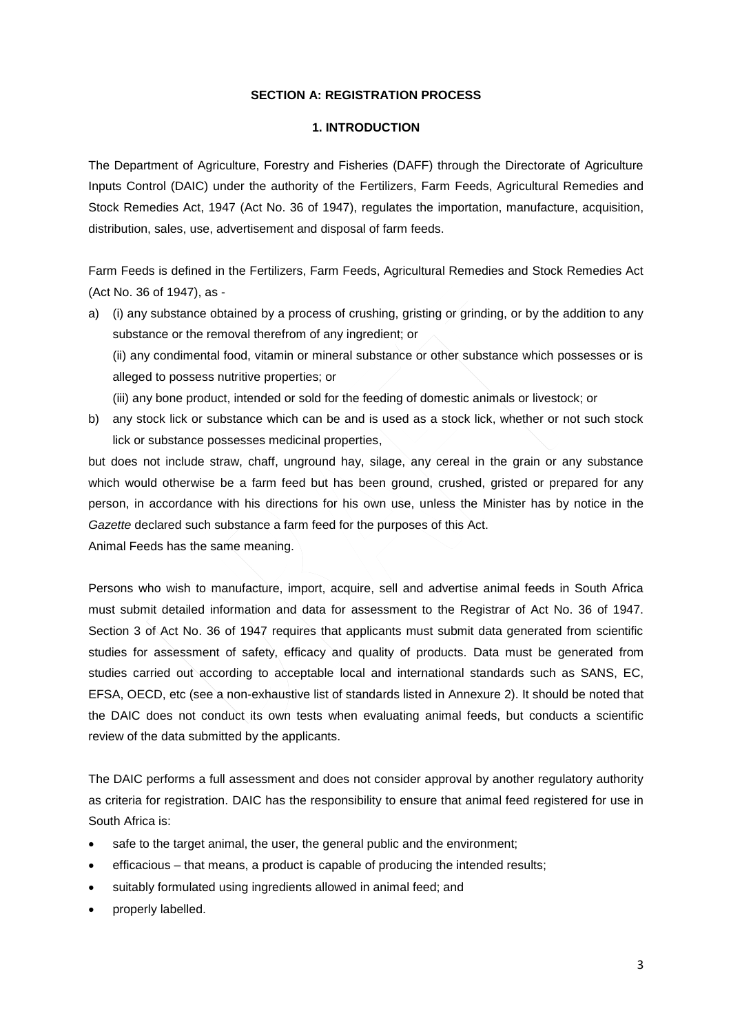## SECTION A: REGISTRATION PROCESS

### 1. INTRODUCTION

The Department of Agriculture, Forestry and Fisheries (DAFF) through the Directorate of Agriculture Inputs Control (DAIC) under the authority of the Fertilizers, Farm Feeds, Agricultural Remedies and Stock Remedies Act, 1947 (Act No. 36 of 1947), regulates the importation, manufacture, acquisition, distribution, sales, use, advertisement and disposal of farm feeds.

Farm Feeds is defined in the Fertilizers, Farm Feeds, Agricultural Remedies and Stock Remedies Act (Act No. 36 of 1947), as -

a) (i) any substance obtained by a process of crushing, gristing or grinding, or by the addition to any substance or the removal therefrom of any ingredient; or

   (ii) any condimental food, vitamin or mineral substance or other substance which possesses or is alleged to possess nutritive properties; or

   (iii) any bone product, intended or sold for the feeding of domestic animals or livestock; or

b) any stock lick or substance which can be and is used as a stock lick, whether or not such stock lick or substance possesses medicinal properties,

but does not include straw, chaff, unground hay, silage, any cereal in the grain or any substance which would otherwise be a farm feed but has been ground, crushed, gristed or prepared for any person, in accordance with his directions for his own use, unless the Minister has by notice in the *Gazette* declared such substance a farm feed for the purposes of this Act.

Animal Feeds has the same meaning.

Persons who wish to manufacture, import, acquire, sell and advertise animal feeds in South Africa must submit detailed information and data for assessment to the Registrar of Act No. 36 of 1947. Section 3 of Act No. 36 of 1947 requires that applicants must submit data generated from scientific studies for assessment of safety, efficacy and quality of products. Data must be generated from studies carried out according to acceptable local and international standards such as SANS, EC, EFSA, OECD, etc (see a non-exhaustive list of standards listed in Annexure 2). It should be noted that the DAIC does not conduct its own tests when evaluating animal feeds, but conducts a scientific review of the data submitted by the applicants.

The DAIC performs a full assessment and does not consider approval by another regulatory authority as criteria for registration. DAIC has the responsibility to ensure that animal feed registered for use in South Africa is:

- safe to the target animal, the user, the general public and the environment;
- efficacious – that means, a product is capable of producing the intended results;
- suitably formulated using ingredients allowed in animal feed; and
- properly labelled.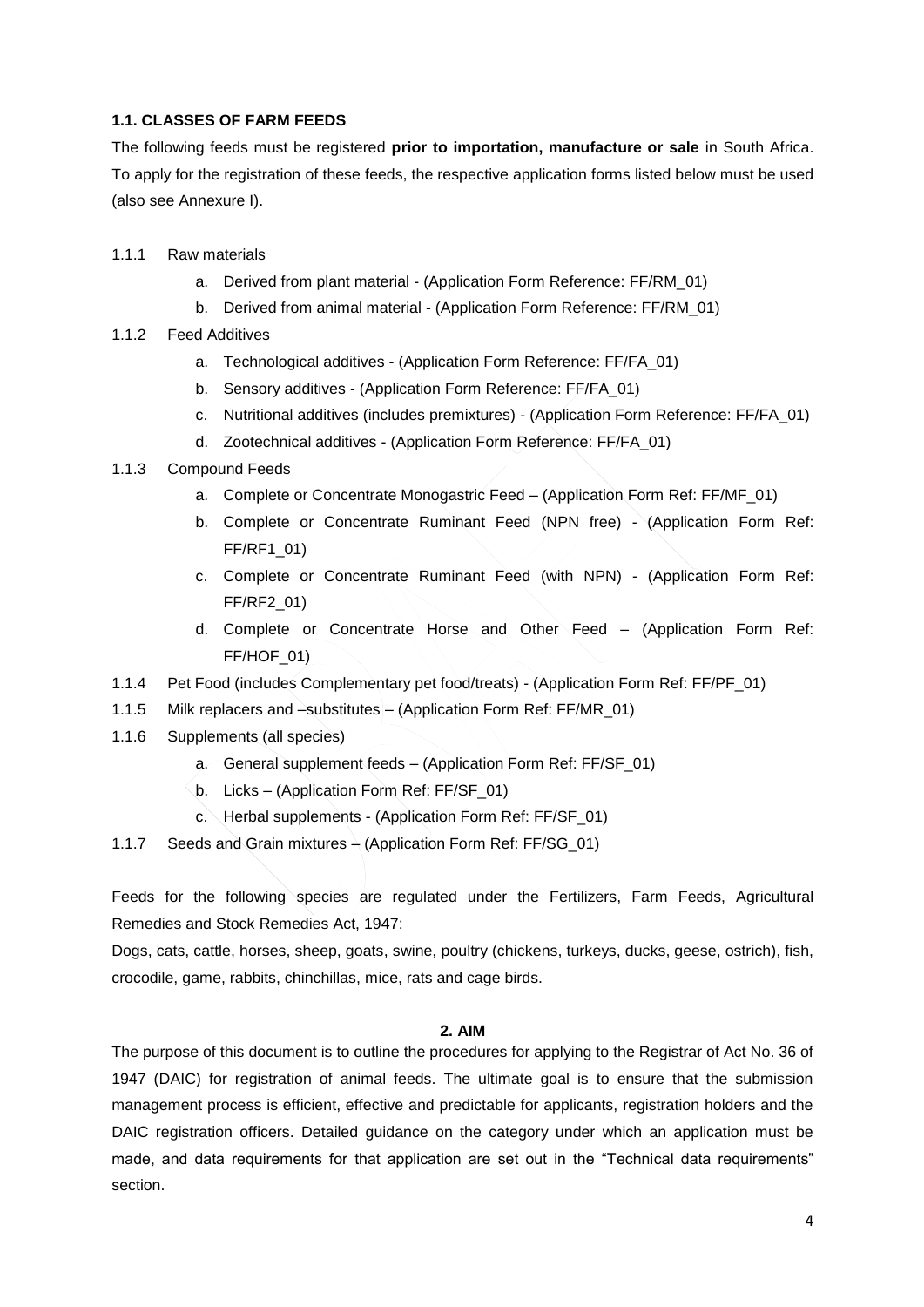### 1.1. CLASSES OF FARM FEEDS

The following feeds must be registered **prior to importation, manufacture or sale** in South Africa. To apply for the registration of these feeds, the respective application forms listed below must be used (also see Annexure I).

1.1.1 Raw materials

- a. Derived from plant material - (Application Form Reference: FF/RM_01)
- b. Derived from animal material - (Application Form Reference: FF/RM_01)

1.1.2 Feed Additives

- a. Technological additives - (Application Form Reference: FF/FA_01)
- b. Sensory additives - (Application Form Reference: FF/FA_01)
- c. Nutritional additives (includes premixtures) - (Application Form Reference: FF/FA_01)
- d. Zootechnical additives - (Application Form Reference: FF/FA_01)

1.1.3 Compound Feeds

- a. Complete or Concentrate Monogastric Feed – (Application Form Ref: FF/MF_01)
- b. Complete or Concentrate Ruminant Feed (NPN free) - (Application Form Ref: FF/RF1_01)
- c. Complete or Concentrate Ruminant Feed (with NPN) - (Application Form Ref: FF/RF2_01)
- d. Complete or Concentrate Horse and Other Feed – (Application Form Ref: FF/HOF_01)

1.1.4 Pet Food (includes Complementary pet food/treats) - (Application Form Ref: FF/PF_01)

1.1.5 Milk replacers and –substitutes – (Application Form Ref: FF/MR_01)

1.1.6 Supplements (all species)

- a. General supplement feeds – (Application Form Ref: FF/SF_01)
- b. Licks – (Application Form Ref: FF/SF_01)
- c. Herbal supplements - (Application Form Ref: FF/SF_01)

1.1.7 Seeds and Grain mixtures – (Application Form Ref: FF/SG_01)

Feeds for the following species are regulated under the Fertilizers, Farm Feeds, Agricultural Remedies and Stock Remedies Act, 1947:

Dogs, cats, cattle, horses, sheep, goats, swine, poultry (chickens, turkeys, ducks, geese, ostrich), fish, crocodile, game, rabbits, chinchillas, mice, rats and cage birds.

## 2. AIM

The purpose of this document is to outline the procedures for applying to the Registrar of Act No. 36 of 1947 (DAIC) for registration of animal feeds. The ultimate goal is to ensure that the submission management process is efficient, effective and predictable for applicants, registration holders and the DAIC registration officers. Detailed guidance on the category under which an application must be made, and data requirements for that application are set out in the "Technical data requirements" section.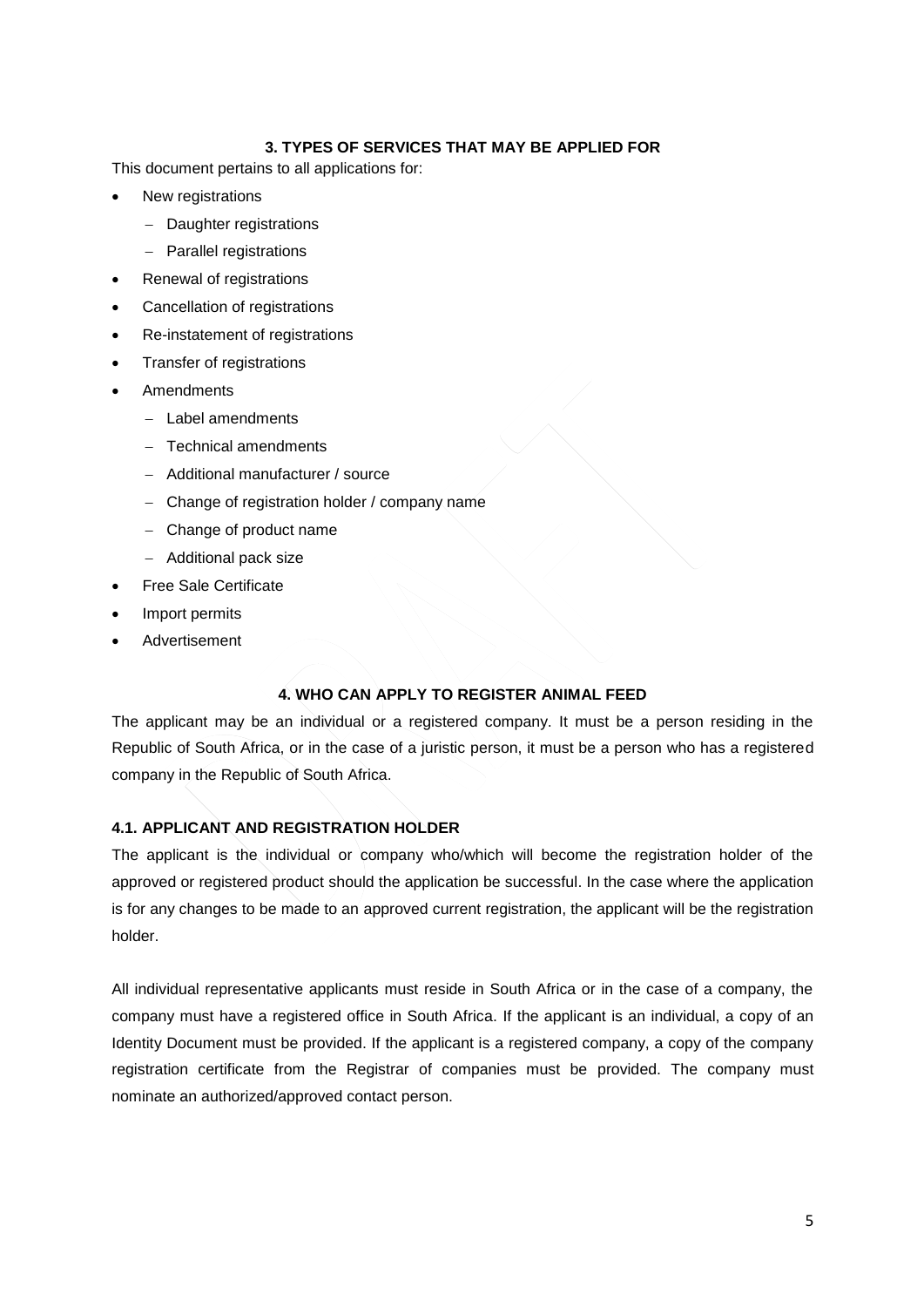## 3. TYPES OF SERVICES THAT MAY BE APPLIED FOR

This document pertains to all applications for:

- New registrations
  - Daughter registrations
  - Parallel registrations
- Renewal of registrations
- Cancellation of registrations
- Re-instatement of registrations
- Transfer of registrations
- Amendments
  - Label amendments
  - Technical amendments
  - Additional manufacturer / source
  - Change of registration holder / company name
  - Change of product name
  - Additional pack size
- Free Sale Certificate
- Import permits
- Advertisement

## 4. WHO CAN APPLY TO REGISTER ANIMAL FEED

The applicant may be an individual or a registered company. It must be a person residing in the Republic of South Africa, or in the case of a juristic person, it must be a person who has a registered company in the Republic of South Africa.

### 4.1. APPLICANT AND REGISTRATION HOLDER

The applicant is the individual or company who/which will become the registration holder of the approved or registered product should the application be successful. In the case where the application is for any changes to be made to an approved current registration, the applicant will be the registration holder.

All individual representative applicants must reside in South Africa or in the case of a company, the company must have a registered office in South Africa. If the applicant is an individual, a copy of an Identity Document must be provided. If the applicant is a registered company, a copy of the company registration certificate from the Registrar of companies must be provided. The company must nominate an authorized/approved contact person.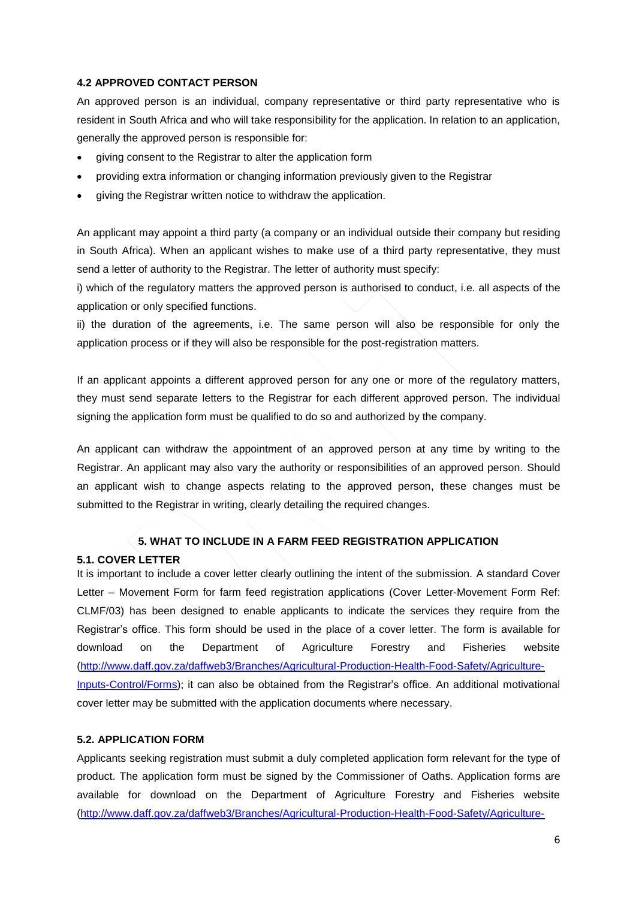### 4.2 APPROVED CONTACT PERSON

An approved person is an individual, company representative or third party representative who is resident in South Africa and who will take responsibility for the application. In relation to an application, generally the approved person is responsible for:

- giving consent to the Registrar to alter the application form
- providing extra information or changing information previously given to the Registrar
- giving the Registrar written notice to withdraw the application.

An applicant may appoint a third party (a company or an individual outside their company but residing in South Africa). When an applicant wishes to make use of a third party representative, they must send a letter of authority to the Registrar. The letter of authority must specify:

i) which of the regulatory matters the approved person is authorised to conduct, i.e. all aspects of the application or only specified functions.

ii) the duration of the agreements, i.e. The same person will also be responsible for only the application process or if they will also be responsible for the post-registration matters.

If an applicant appoints a different approved person for any one or more of the regulatory matters, they must send separate letters to the Registrar for each different approved person. The individual signing the application form must be qualified to do so and authorized by the company.

An applicant can withdraw the appointment of an approved person at any time by writing to the Registrar. An applicant may also vary the authority or responsibilities of an approved person. Should an applicant wish to change aspects relating to the approved person, these changes must be submitted to the Registrar in writing, clearly detailing the required changes.

## 5. WHAT TO INCLUDE IN A FARM FEED REGISTRATION APPLICATION

### 5.1. COVER LETTER

It is important to include a cover letter clearly outlining the intent of the submission. A standard Cover Letter – Movement Form for farm feed registration applications (Cover Letter-Movement Form Ref: CLMF/03) has been designed to enable applicants to indicate the services they require from the Registrar's office. This form should be used in the place of a cover letter. The form is available for download on the Department of Agriculture Forestry and Fisheries website (http://www.daff.gov.za/daffweb3/Branches/Agricultural-Production-Health-Food-Safety/Agriculture-Inputs-Control/Forms); it can also be obtained from the Registrar's office. An additional motivational cover letter may be submitted with the application documents where necessary.

### 5.2. APPLICATION FORM

Applicants seeking registration must submit a duly completed application form relevant for the type of product. The application form must be signed by the Commissioner of Oaths. Application forms are available for download on the Department of Agriculture Forestry and Fisheries website (http://www.daff.gov.za/daffweb3/Branches/Agricultural-Production-Health-Food-Safety/Agriculture-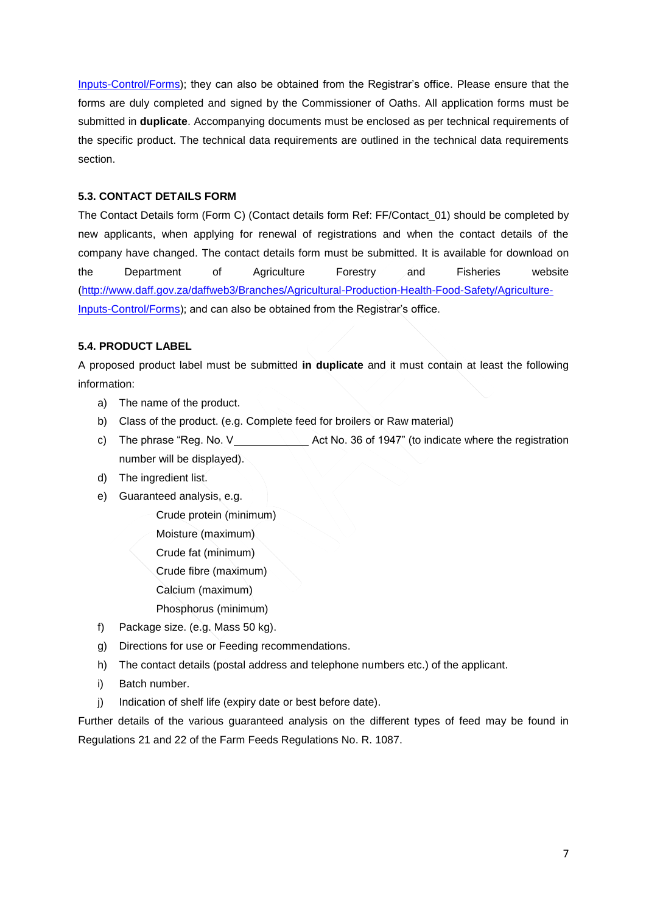Inputs-Control/Forms); they can also be obtained from the Registrar's office. Please ensure that the forms are duly completed and signed by the Commissioner of Oaths. All application forms must be submitted in **duplicate**. Accompanying documents must be enclosed as per technical requirements of the specific product. The technical data requirements are outlined in the technical data requirements section.

### 5.3. CONTACT DETAILS FORM

The Contact Details form (Form C) (Contact details form Ref: FF/Contact_01) should be completed by new applicants, when applying for renewal of registrations and when the contact details of the company have changed. The contact details form must be submitted. It is available for download on the Department of Agriculture Forestry and Fisheries website (http://www.daff.gov.za/daffweb3/Branches/Agricultural-Production-Health-Food-Safety/Agriculture-Inputs-Control/Forms); and can also be obtained from the Registrar's office.

### 5.4. PRODUCT LABEL

A proposed product label must be submitted **in duplicate** and it must contain at least the following information:

a) The name of the product.
b) Class of the product. (e.g. Complete feed for broilers or Raw material)
c) The phrase "Reg. No. V____________ Act No. 36 of 1947" (to indicate where the registration number will be displayed).
d) The ingredient list.
e) Guaranteed analysis, e.g.
   - Crude protein (minimum)
   - Moisture (maximum)
   - Crude fat (minimum)
   - Crude fibre (maximum)
   - Calcium (maximum)
   - Phosphorus (minimum)
f) Package size. (e.g. Mass 50 kg).
g) Directions for use or Feeding recommendations.
h) The contact details (postal address and telephone numbers etc.) of the applicant.
i) Batch number.
j) Indication of shelf life (expiry date or best before date).

Further details of the various guaranteed analysis on the different types of feed may be found in Regulations 21 and 22 of the Farm Feeds Regulations No. R. 1087.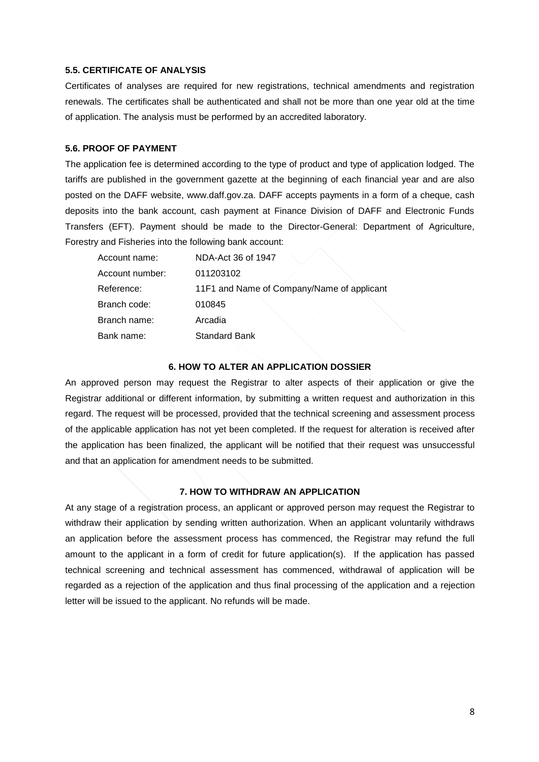### 5.5. CERTIFICATE OF ANALYSIS

Certificates of analyses are required for new registrations, technical amendments and registration renewals. The certificates shall be authenticated and shall not be more than one year old at the time of application. The analysis must be performed by an accredited laboratory.

### 5.6. PROOF OF PAYMENT

The application fee is determined according to the type of product and type of application lodged. The tariffs are published in the government gazette at the beginning of each financial year and are also posted on the DAFF website, www.daff.gov.za. DAFF accepts payments in a form of a cheque, cash deposits into the bank account, cash payment at Finance Division of DAFF and Electronic Funds Transfers (EFT). Payment should be made to the Director-General: Department of Agriculture, Forestry and Fisheries into the following bank account:

| | |
|---|---|
| Account name: | NDA-Act 36 of 1947 |
| Account number: | 011203102 |
| Reference: | 11F1 and Name of Company/Name of applicant |
| Branch code: | 010845 |
| Branch name: | Arcadia |
| Bank name: | Standard Bank |

## 6. HOW TO ALTER AN APPLICATION DOSSIER

An approved person may request the Registrar to alter aspects of their application or give the Registrar additional or different information, by submitting a written request and authorization in this regard. The request will be processed, provided that the technical screening and assessment process of the applicable application has not yet been completed. If the request for alteration is received after the application has been finalized, the applicant will be notified that their request was unsuccessful and that an application for amendment needs to be submitted.

## 7. HOW TO WITHDRAW AN APPLICATION

At any stage of a registration process, an applicant or approved person may request the Registrar to withdraw their application by sending written authorization. When an applicant voluntarily withdraws an application before the assessment process has commenced, the Registrar may refund the full amount to the applicant in a form of credit for future application(s). If the application has passed technical screening and technical assessment has commenced, withdrawal of application will be regarded as a rejection of the application and thus final processing of the application and a rejection letter will be issued to the applicant. No refunds will be made.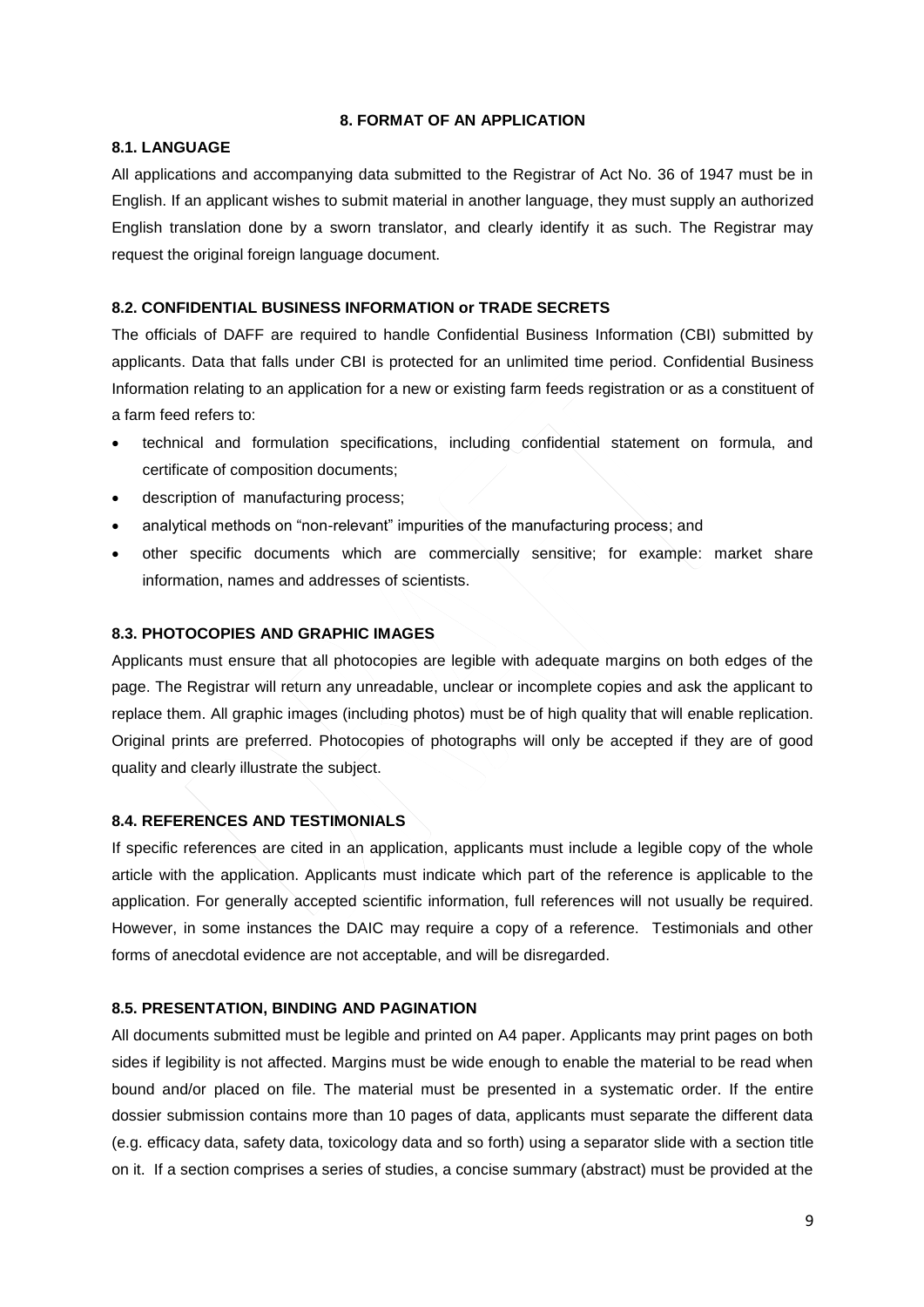## 8. FORMAT OF AN APPLICATION

### 8.1. LANGUAGE

All applications and accompanying data submitted to the Registrar of Act No. 36 of 1947 must be in English. If an applicant wishes to submit material in another language, they must supply an authorized English translation done by a sworn translator, and clearly identify it as such. The Registrar may request the original foreign language document.

### 8.2. CONFIDENTIAL BUSINESS INFORMATION or TRADE SECRETS

The officials of DAFF are required to handle Confidential Business Information (CBI) submitted by applicants. Data that falls under CBI is protected for an unlimited time period. Confidential Business Information relating to an application for a new or existing farm feeds registration or as a constituent of a farm feed refers to:

- technical and formulation specifications, including confidential statement on formula, and certificate of composition documents;
- description of manufacturing process;
- analytical methods on "non-relevant" impurities of the manufacturing process; and
- other specific documents which are commercially sensitive; for example: market share information, names and addresses of scientists.

### 8.3. PHOTOCOPIES AND GRAPHIC IMAGES

Applicants must ensure that all photocopies are legible with adequate margins on both edges of the page. The Registrar will return any unreadable, unclear or incomplete copies and ask the applicant to replace them. All graphic images (including photos) must be of high quality that will enable replication. Original prints are preferred. Photocopies of photographs will only be accepted if they are of good quality and clearly illustrate the subject.

### 8.4. REFERENCES AND TESTIMONIALS

If specific references are cited in an application, applicants must include a legible copy of the whole article with the application. Applicants must indicate which part of the reference is applicable to the application. For generally accepted scientific information, full references will not usually be required. However, in some instances the DAIC may require a copy of a reference. Testimonials and other forms of anecdotal evidence are not acceptable, and will be disregarded.

### 8.5. PRESENTATION, BINDING AND PAGINATION

All documents submitted must be legible and printed on A4 paper. Applicants may print pages on both sides if legibility is not affected. Margins must be wide enough to enable the material to be read when bound and/or placed on file. The material must be presented in a systematic order. If the entire dossier submission contains more than 10 pages of data, applicants must separate the different data (e.g. efficacy data, safety data, toxicology data and so forth) using a separator slide with a section title on it. If a section comprises a series of studies, a concise summary (abstract) must be provided at the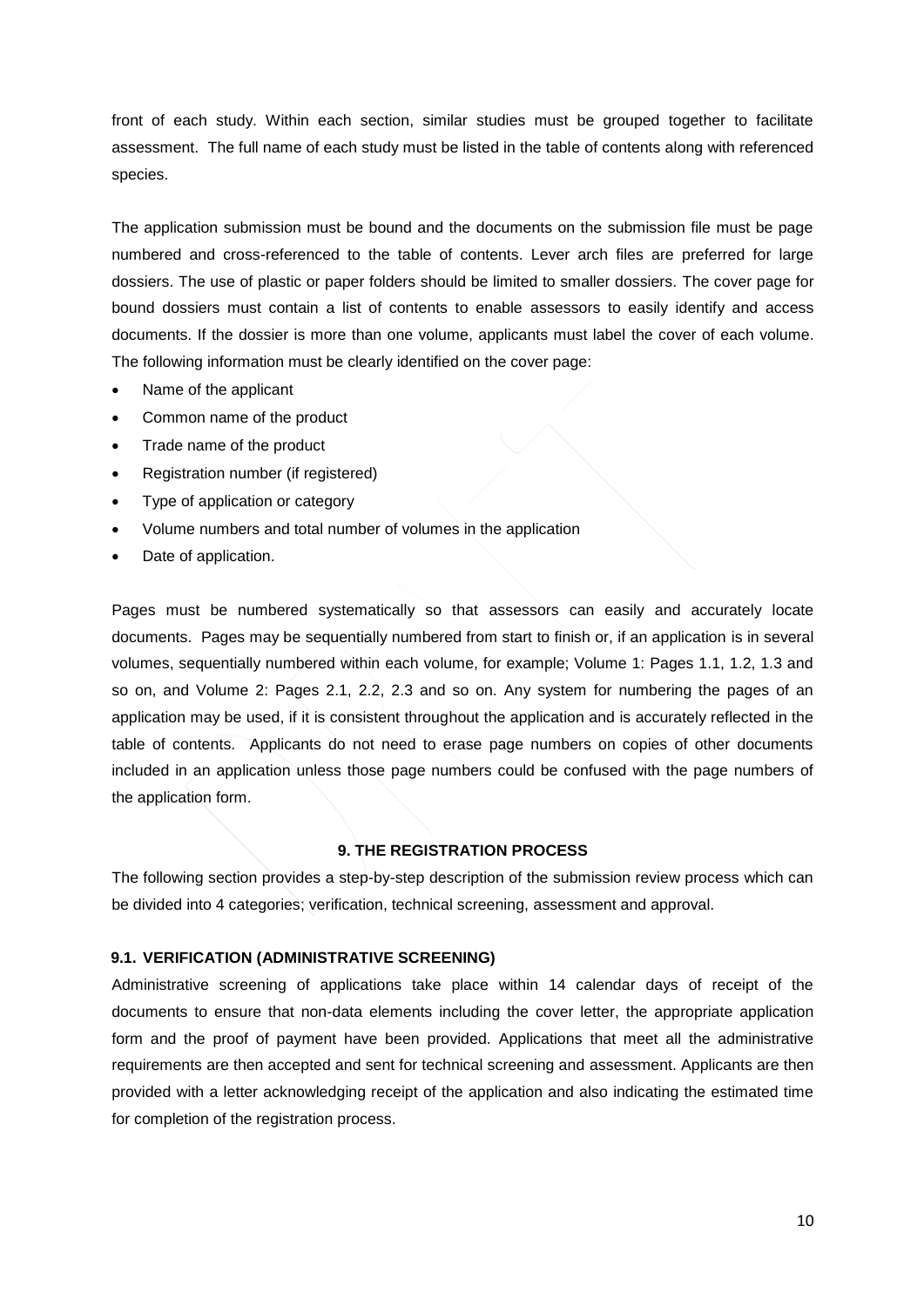front of each study. Within each section, similar studies must be grouped together to facilitate assessment. The full name of each study must be listed in the table of contents along with referenced species.

The application submission must be bound and the documents on the submission file must be page numbered and cross-referenced to the table of contents. Lever arch files are preferred for large dossiers. The use of plastic or paper folders should be limited to smaller dossiers. The cover page for bound dossiers must contain a list of contents to enable assessors to easily identify and access documents. If the dossier is more than one volume, applicants must label the cover of each volume. The following information must be clearly identified on the cover page:

- Name of the applicant
- Common name of the product
- Trade name of the product
- Registration number (if registered)
- Type of application or category
- Volume numbers and total number of volumes in the application
- Date of application.

Pages must be numbered systematically so that assessors can easily and accurately locate documents. Pages may be sequentially numbered from start to finish or, if an application is in several volumes, sequentially numbered within each volume, for example; Volume 1: Pages 1.1, 1.2, 1.3 and so on, and Volume 2: Pages 2.1, 2.2, 2.3 and so on. Any system for numbering the pages of an application may be used, if it is consistent throughout the application and is accurately reflected in the table of contents. Applicants do not need to erase page numbers on copies of other documents included in an application unless those page numbers could be confused with the page numbers of the application form.

## 9. THE REGISTRATION PROCESS

The following section provides a step-by-step description of the submission review process which can be divided into 4 categories; verification, technical screening, assessment and approval.

### 9.1. VERIFICATION (ADMINISTRATIVE SCREENING)

Administrative screening of applications take place within 14 calendar days of receipt of the documents to ensure that non-data elements including the cover letter, the appropriate application form and the proof of payment have been provided. Applications that meet all the administrative requirements are then accepted and sent for technical screening and assessment. Applicants are then provided with a letter acknowledging receipt of the application and also indicating the estimated time for completion of the registration process.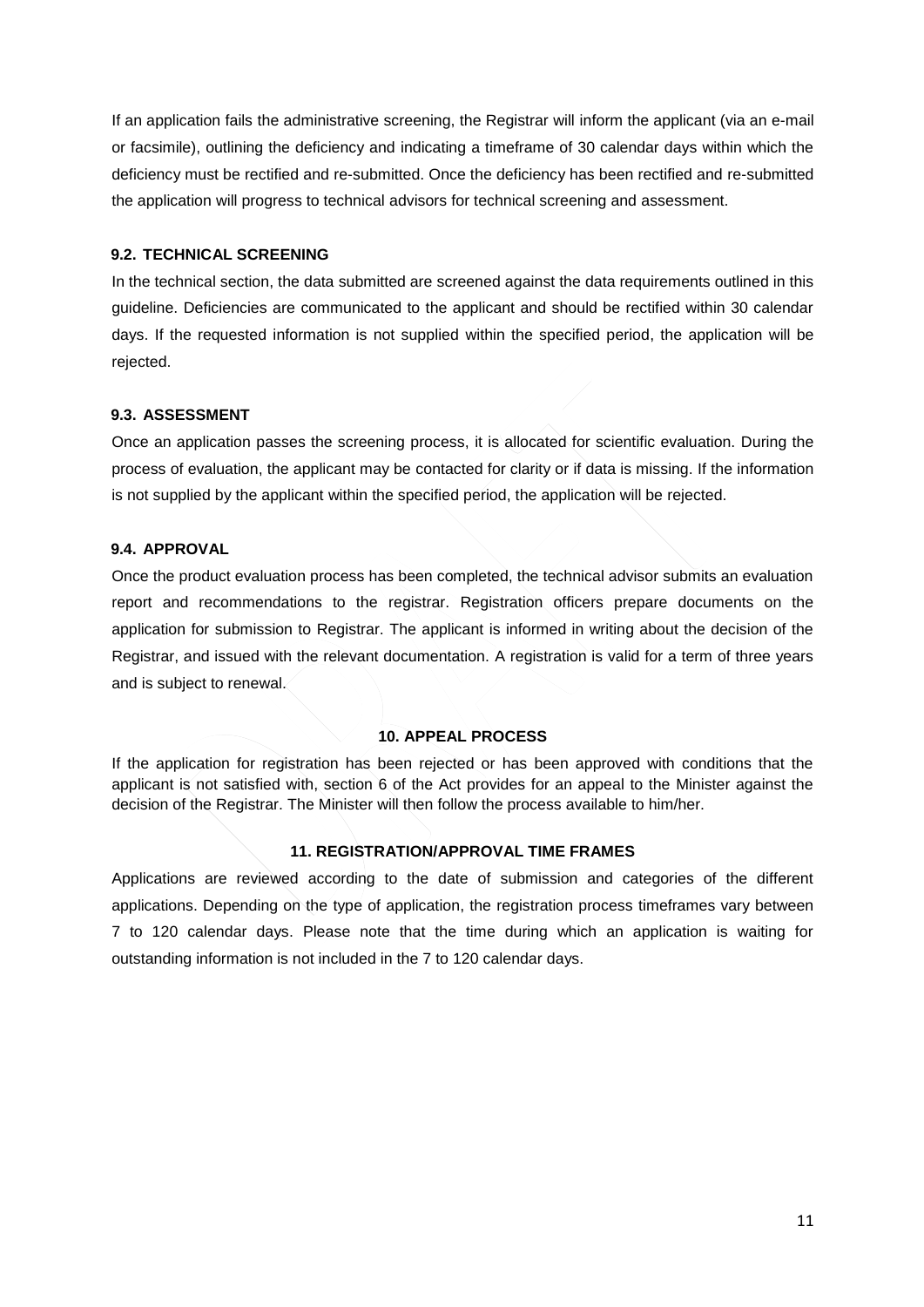If an application fails the administrative screening, the Registrar will inform the applicant (via an e-mail or facsimile), outlining the deficiency and indicating a timeframe of 30 calendar days within which the deficiency must be rectified and re-submitted. Once the deficiency has been rectified and re-submitted the application will progress to technical advisors for technical screening and assessment.

### 9.2. TECHNICAL SCREENING

In the technical section, the data submitted are screened against the data requirements outlined in this guideline. Deficiencies are communicated to the applicant and should be rectified within 30 calendar days. If the requested information is not supplied within the specified period, the application will be rejected.

### 9.3. ASSESSMENT

Once an application passes the screening process, it is allocated for scientific evaluation. During the process of evaluation, the applicant may be contacted for clarity or if data is missing. If the information is not supplied by the applicant within the specified period, the application will be rejected.

### 9.4. APPROVAL

Once the product evaluation process has been completed, the technical advisor submits an evaluation report and recommendations to the registrar. Registration officers prepare documents on the application for submission to Registrar. The applicant is informed in writing about the decision of the Registrar, and issued with the relevant documentation. A registration is valid for a term of three years and is subject to renewal.

## 10. APPEAL PROCESS

If the application for registration has been rejected or has been approved with conditions that the applicant is not satisfied with, section 6 of the Act provides for an appeal to the Minister against the decision of the Registrar. The Minister will then follow the process available to him/her.

## 11. REGISTRATION/APPROVAL TIME FRAMES

Applications are reviewed according to the date of submission and categories of the different applications. Depending on the type of application, the registration process timeframes vary between 7 to 120 calendar days. Please note that the time during which an application is waiting for outstanding information is not included in the 7 to 120 calendar days.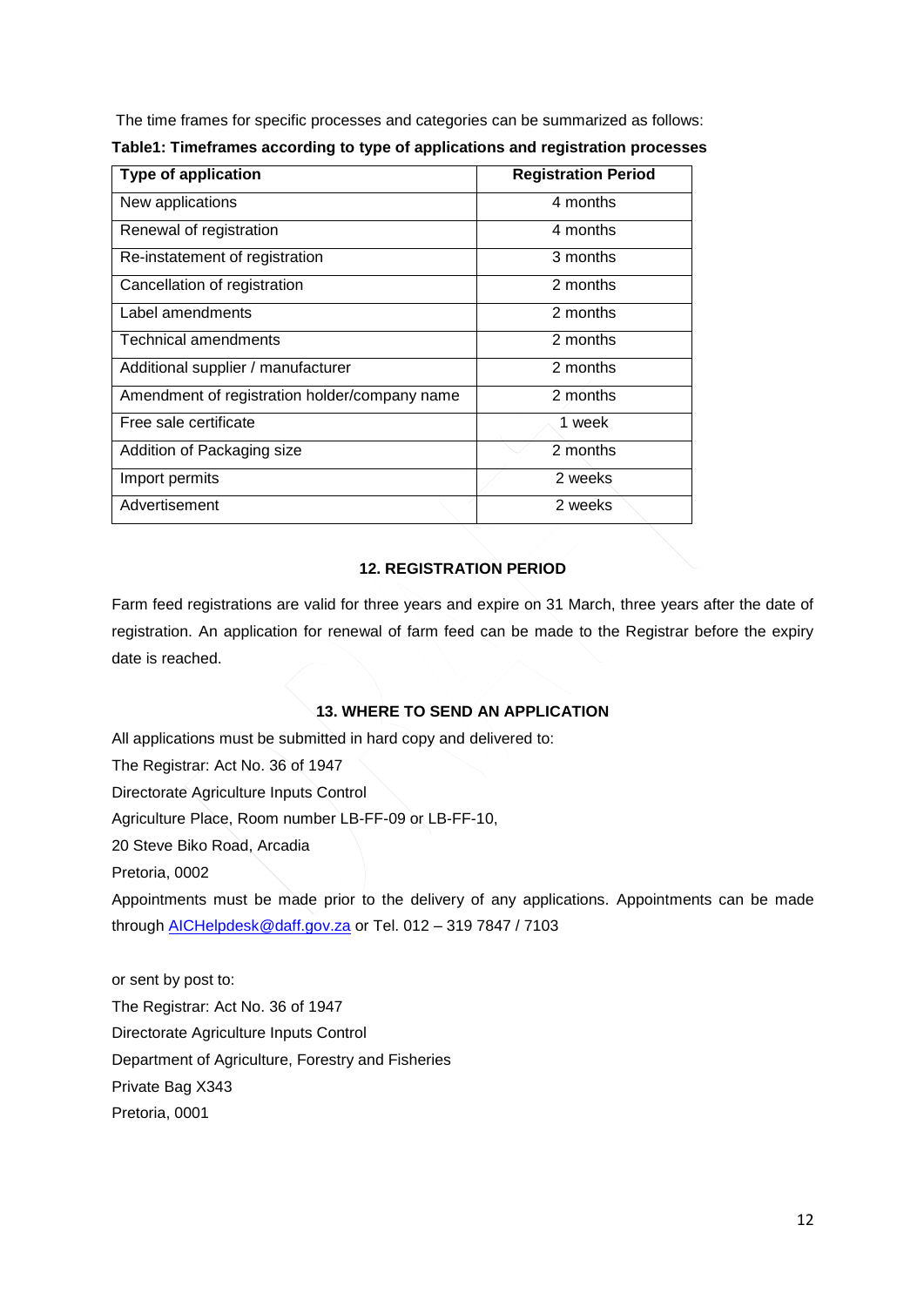The time frames for specific processes and categories can be summarized as follows:

**Table1: Timeframes according to type of applications and registration processes**

| Type of application | Registration Period |
|---|---|
| New applications | 4 months |
| Renewal of registration | 4 months |
| Re-instatement of registration | 3 months |
| Cancellation of registration | 2 months |
| Label amendments | 2 months |
| Technical amendments | 2 months |
| Additional supplier / manufacturer | 2 months |
| Amendment of registration holder/company name | 2 months |
| Free sale certificate | 1 week |
| Addition of Packaging size | 2 months |
| Import permits | 2 weeks |
| Advertisement | 2 weeks |

## 12. REGISTRATION PERIOD

Farm feed registrations are valid for three years and expire on 31 March, three years after the date of registration. An application for renewal of farm feed can be made to the Registrar before the expiry date is reached.

## 13. WHERE TO SEND AN APPLICATION

All applications must be submitted in hard copy and delivered to:

The Registrar: Act No. 36 of 1947
Directorate Agriculture Inputs Control
Agriculture Place, Room number LB-FF-09 or LB-FF-10,
20 Steve Biko Road, Arcadia
Pretoria, 0002

Appointments must be made prior to the delivery of any applications. Appointments can be made through AICHelpdesk@daff.gov.za or Tel. 012 – 319 7847 / 7103

or sent by post to:

The Registrar: Act No. 36 of 1947
Directorate Agriculture Inputs Control
Department of Agriculture, Forestry and Fisheries
Private Bag X343
Pretoria, 0001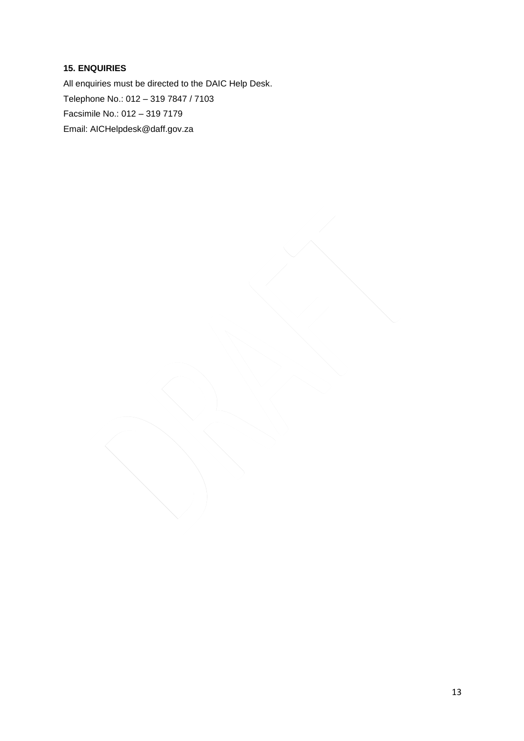**15. ENQUIRIES**

All enquiries must be directed to the DAIC Help Desk.

Telephone No.: 012 – 319 7847 / 7103

Facsimile No.: 012 – 319 7179

Email: AICHelpdesk@daff.gov.za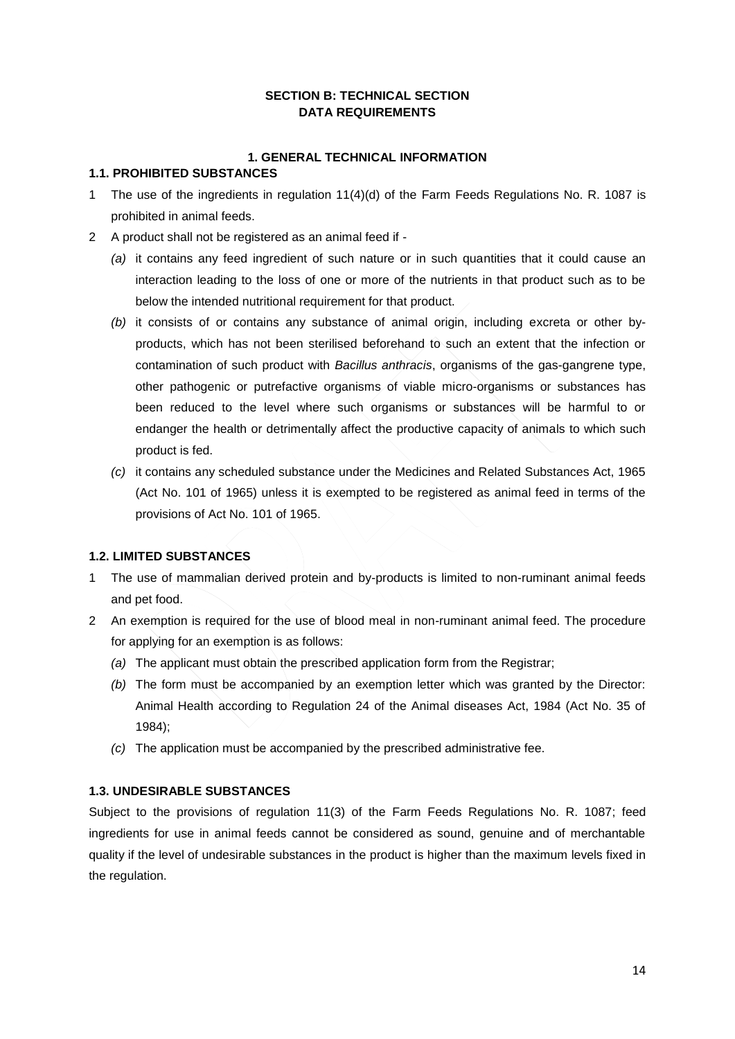## SECTION B: TECHNICAL SECTION
## DATA REQUIREMENTS

### 1. GENERAL TECHNICAL INFORMATION

#### 1.1. PROHIBITED SUBSTANCES

1 The use of the ingredients in regulation 11(4)(d) of the Farm Feeds Regulations No. R. 1087 is prohibited in animal feeds.

2 A product shall not be registered as an animal feed if -

   *(a)* it contains any feed ingredient of such nature or in such quantities that it could cause an interaction leading to the loss of one or more of the nutrients in that product such as to be below the intended nutritional requirement for that product.

   *(b)* it consists of or contains any substance of animal origin, including excreta or other by-products, which has not been sterilised beforehand to such an extent that the infection or contamination of such product with *Bacillus anthracis*, organisms of the gas-gangrene type, other pathogenic or putrefactive organisms of viable micro-organisms or substances has been reduced to the level where such organisms or substances will be harmful to or endanger the health or detrimentally affect the productive capacity of animals to which such product is fed.

   *(c)* it contains any scheduled substance under the Medicines and Related Substances Act, 1965 (Act No. 101 of 1965) unless it is exempted to be registered as animal feed in terms of the provisions of Act No. 101 of 1965.

#### 1.2. LIMITED SUBSTANCES

1 The use of mammalian derived protein and by-products is limited to non-ruminant animal feeds and pet food.

2 An exemption is required for the use of blood meal in non-ruminant animal feed. The procedure for applying for an exemption is as follows:

   *(a)* The applicant must obtain the prescribed application form from the Registrar;

   *(b)* The form must be accompanied by an exemption letter which was granted by the Director: Animal Health according to Regulation 24 of the Animal diseases Act, 1984 (Act No. 35 of 1984);

   *(c)* The application must be accompanied by the prescribed administrative fee.

#### 1.3. UNDESIRABLE SUBSTANCES

Subject to the provisions of regulation 11(3) of the Farm Feeds Regulations No. R. 1087; feed ingredients for use in animal feeds cannot be considered as sound, genuine and of merchantable quality if the level of undesirable substances in the product is higher than the maximum levels fixed in the regulation.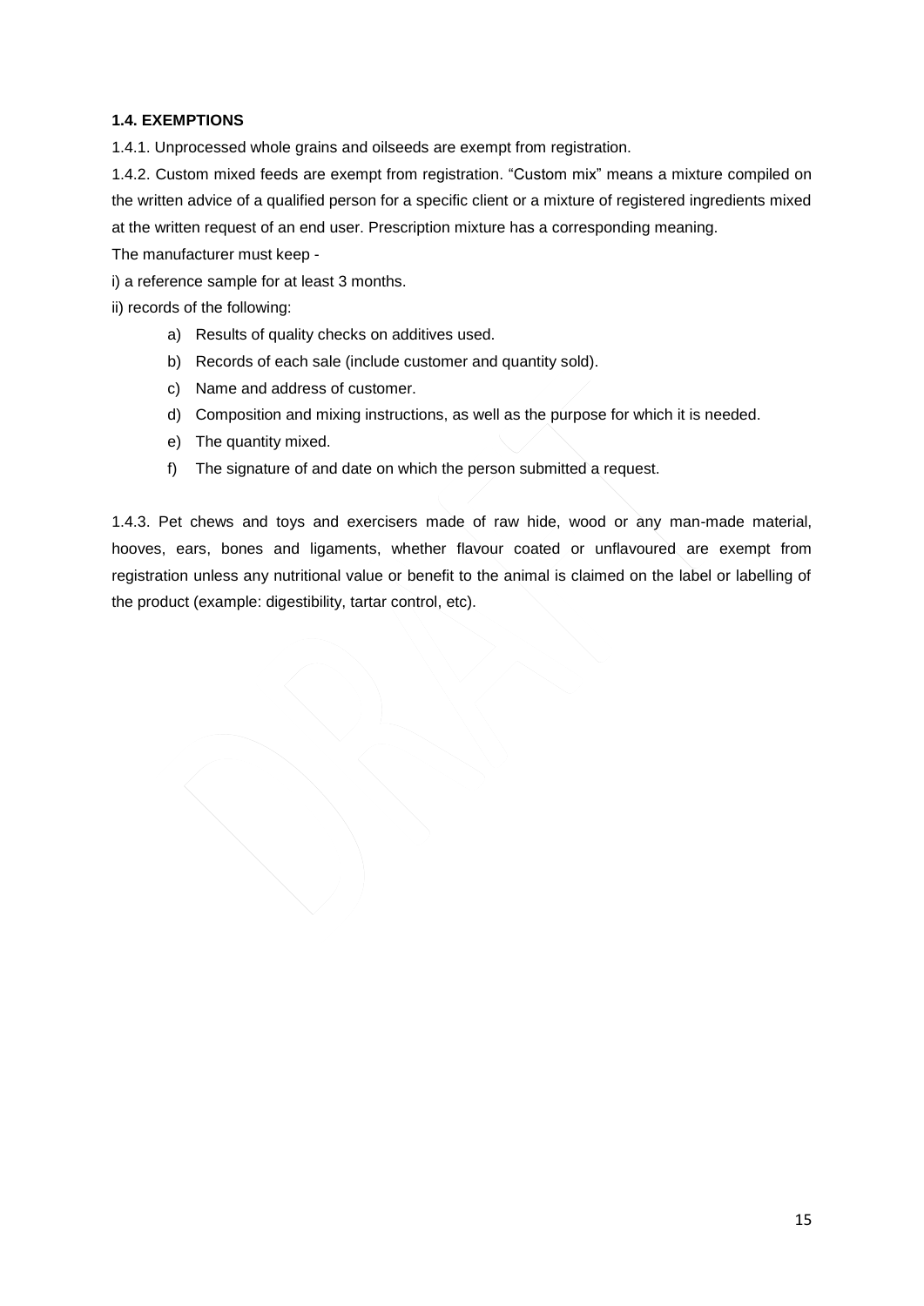**1.4. EXEMPTIONS**

1.4.1. Unprocessed whole grains and oilseeds are exempt from registration.

1.4.2. Custom mixed feeds are exempt from registration. "Custom mix" means a mixture compiled on the written advice of a qualified person for a specific client or a mixture of registered ingredients mixed at the written request of an end user. Prescription mixture has a corresponding meaning.

The manufacturer must keep -

i) a reference sample for at least 3 months.

ii) records of the following:

a) Results of quality checks on additives used.
b) Records of each sale (include customer and quantity sold).
c) Name and address of customer.
d) Composition and mixing instructions, as well as the purpose for which it is needed.
e) The quantity mixed.
f) The signature of and date on which the person submitted a request.

1.4.3. Pet chews and toys and exercisers made of raw hide, wood or any man-made material, hooves, ears, bones and ligaments, whether flavour coated or unflavoured are exempt from registration unless any nutritional value or benefit to the animal is claimed on the label or labelling of the product (example: digestibility, tartar control, etc).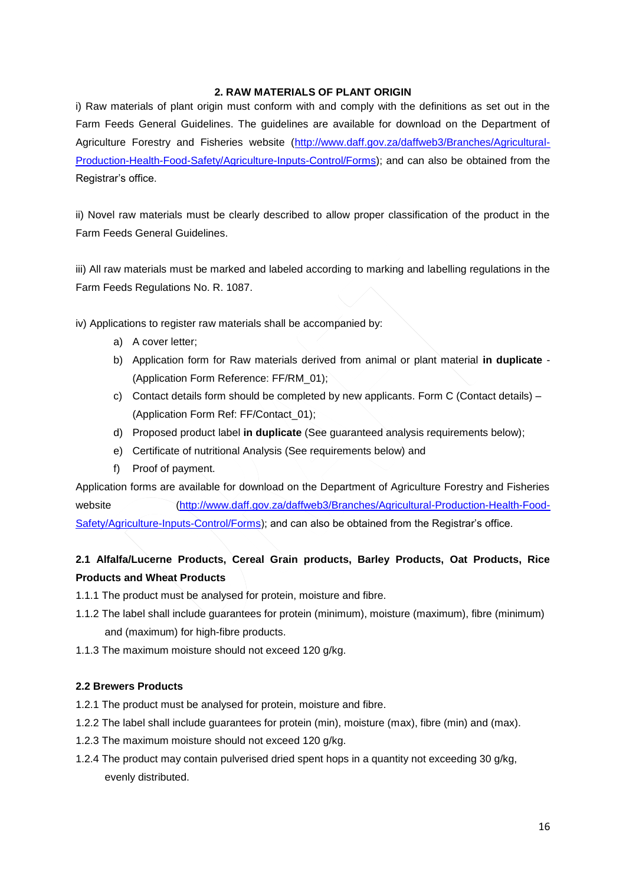## 2. RAW MATERIALS OF PLANT ORIGIN

i) Raw materials of plant origin must conform with and comply with the definitions as set out in the Farm Feeds General Guidelines. The guidelines are available for download on the Department of Agriculture Forestry and Fisheries website (http://www.daff.gov.za/daffweb3/Branches/Agricultural-Production-Health-Food-Safety/Agriculture-Inputs-Control/Forms); and can also be obtained from the Registrar's office.

ii) Novel raw materials must be clearly described to allow proper classification of the product in the Farm Feeds General Guidelines.

iii) All raw materials must be marked and labeled according to marking and labelling regulations in the Farm Feeds Regulations No. R. 1087.

iv) Applications to register raw materials shall be accompanied by:

a) A cover letter;
b) Application form for Raw materials derived from animal or plant material **in duplicate** - (Application Form Reference: FF/RM_01);
c) Contact details form should be completed by new applicants. Form C (Contact details) – (Application Form Ref: FF/Contact_01);
d) Proposed product label **in duplicate** (See guaranteed analysis requirements below);
e) Certificate of nutritional Analysis (See requirements below) and
f) Proof of payment.

Application forms are available for download on the Department of Agriculture Forestry and Fisheries website (http://www.daff.gov.za/daffweb3/Branches/Agricultural-Production-Health-Food-Safety/Agriculture-Inputs-Control/Forms); and can also be obtained from the Registrar's office.

### 2.1 Alfalfa/Lucerne Products, Cereal Grain products, Barley Products, Oat Products, Rice Products and Wheat Products

1.1.1 The product must be analysed for protein, moisture and fibre.

1.1.2 The label shall include guarantees for protein (minimum), moisture (maximum), fibre (minimum) and (maximum) for high-fibre products.

1.1.3 The maximum moisture should not exceed 120 g/kg.

### 2.2 Brewers Products

1.2.1 The product must be analysed for protein, moisture and fibre.

1.2.2 The label shall include guarantees for protein (min), moisture (max), fibre (min) and (max).

1.2.3 The maximum moisture should not exceed 120 g/kg.

1.2.4 The product may contain pulverised dried spent hops in a quantity not exceeding 30 g/kg, evenly distributed.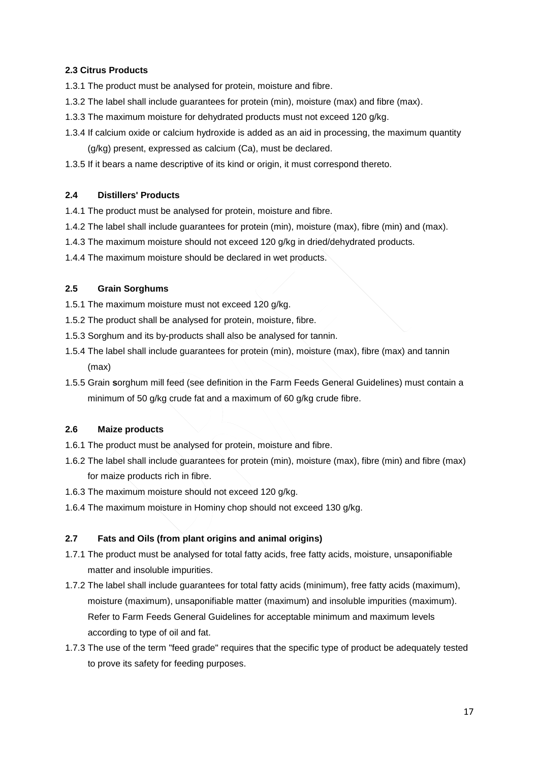#### 2.3 Citrus Products

1.3.1 The product must be analysed for protein, moisture and fibre.

1.3.2 The label shall include guarantees for protein (min), moisture (max) and fibre (max).

1.3.3 The maximum moisture for dehydrated products must not exceed 120 g/kg.

1.3.4 If calcium oxide or calcium hydroxide is added as an aid in processing, the maximum quantity (g/kg) present, expressed as calcium (Ca), must be declared.

1.3.5 If it bears a name descriptive of its kind or origin, it must correspond thereto.

#### 2.4 Distillers' Products

1.4.1 The product must be analysed for protein, moisture and fibre.

1.4.2 The label shall include guarantees for protein (min), moisture (max), fibre (min) and (max).

1.4.3 The maximum moisture should not exceed 120 g/kg in dried/dehydrated products.

1.4.4 The maximum moisture should be declared in wet products.

#### 2.5 Grain Sorghums

1.5.1 The maximum moisture must not exceed 120 g/kg.

1.5.2 The product shall be analysed for protein, moisture, fibre.

1.5.3 Sorghum and its by-products shall also be analysed for tannin.

1.5.4 The label shall include guarantees for protein (min), moisture (max), fibre (max) and tannin (max)

1.5.5 Grain **s**orghum mill feed (see definition in the Farm Feeds General Guidelines) must contain a minimum of 50 g/kg crude fat and a maximum of 60 g/kg crude fibre.

#### 2.6 Maize products

1.6.1 The product must be analysed for protein, moisture and fibre.

1.6.2 The label shall include guarantees for protein (min), moisture (max), fibre (min) and fibre (max) for maize products rich in fibre.

1.6.3 The maximum moisture should not exceed 120 g/kg.

1.6.4 The maximum moisture in Hominy chop should not exceed 130 g/kg.

#### 2.7 Fats and Oils (from plant origins and animal origins)

1.7.1 The product must be analysed for total fatty acids, free fatty acids, moisture, unsaponifiable matter and insoluble impurities.

1.7.2 The label shall include guarantees for total fatty acids (minimum), free fatty acids (maximum), moisture (maximum), unsaponifiable matter (maximum) and insoluble impurities (maximum). Refer to Farm Feeds General Guidelines for acceptable minimum and maximum levels according to type of oil and fat.

1.7.3 The use of the term "feed grade" requires that the specific type of product be adequately tested to prove its safety for feeding purposes.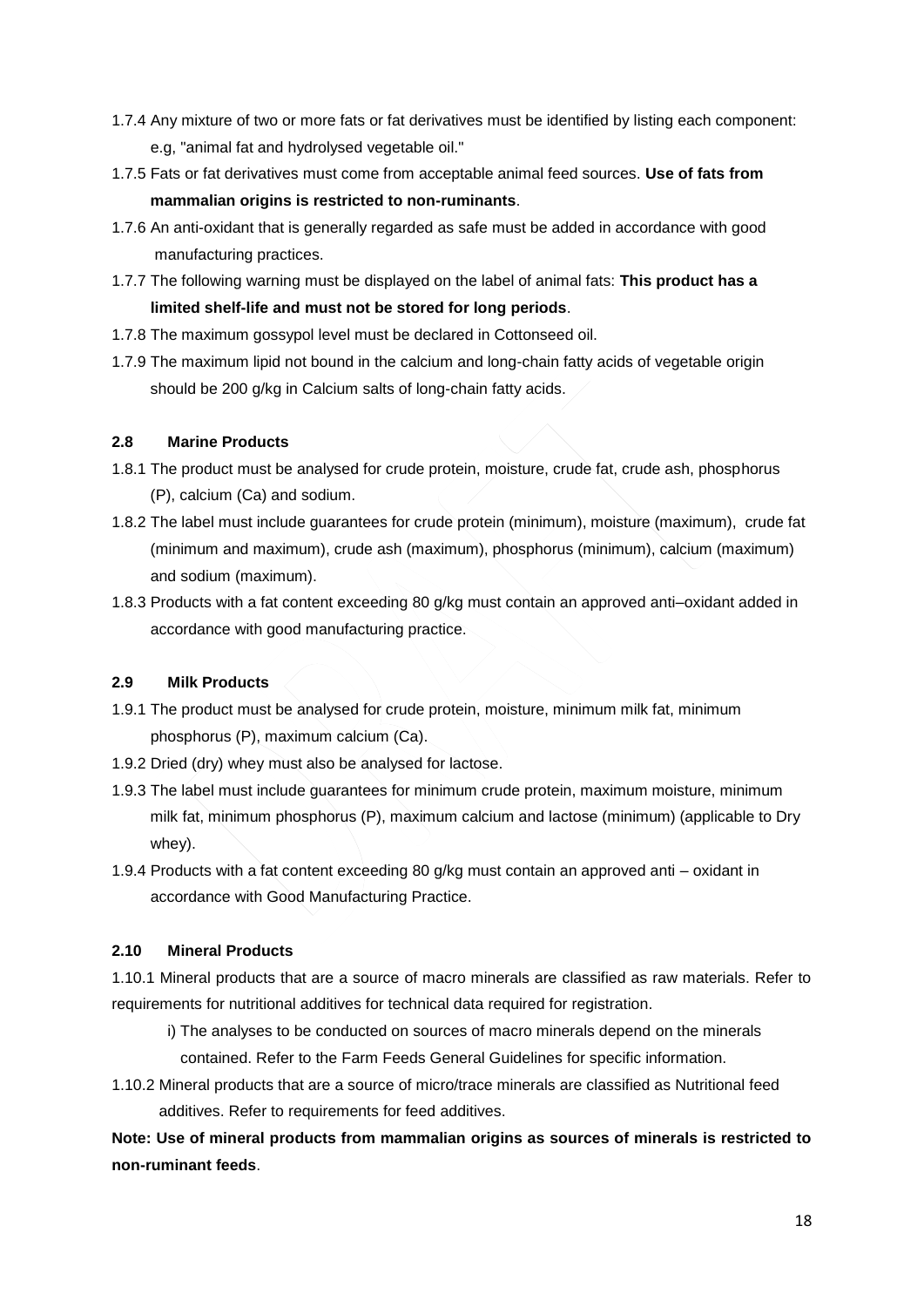1.7.4 Any mixture of two or more fats or fat derivatives must be identified by listing each component: e.g, "animal fat and hydrolysed vegetable oil."

1.7.5 Fats or fat derivatives must come from acceptable animal feed sources. **Use of fats from mammalian origins is restricted to non-ruminants**.

1.7.6 An anti-oxidant that is generally regarded as safe must be added in accordance with good manufacturing practices.

1.7.7 The following warning must be displayed on the label of animal fats: **This product has a limited shelf-life and must not be stored for long periods**.

1.7.8 The maximum gossypol level must be declared in Cottonseed oil.

1.7.9 The maximum lipid not bound in the calcium and long-chain fatty acids of vegetable origin should be 200 g/kg in Calcium salts of long-chain fatty acids.

## 2.8 Marine Products

1.8.1 The product must be analysed for crude protein, moisture, crude fat, crude ash, phosphorus (P), calcium (Ca) and sodium.

1.8.2 The label must include guarantees for crude protein (minimum), moisture (maximum), crude fat (minimum and maximum), crude ash (maximum), phosphorus (minimum), calcium (maximum) and sodium (maximum).

1.8.3 Products with a fat content exceeding 80 g/kg must contain an approved anti–oxidant added in accordance with good manufacturing practice.

## 2.9 Milk Products

1.9.1 The product must be analysed for crude protein, moisture, minimum milk fat, minimum phosphorus (P), maximum calcium (Ca).

1.9.2 Dried (dry) whey must also be analysed for lactose.

1.9.3 The label must include guarantees for minimum crude protein, maximum moisture, minimum milk fat, minimum phosphorus (P), maximum calcium and lactose (minimum) (applicable to Dry whey).

1.9.4 Products with a fat content exceeding 80 g/kg must contain an approved anti – oxidant in accordance with Good Manufacturing Practice.

## 2.10 Mineral Products

1.10.1 Mineral products that are a source of macro minerals are classified as raw materials. Refer to requirements for nutritional additives for technical data required for registration.

i) The analyses to be conducted on sources of macro minerals depend on the minerals contained. Refer to the Farm Feeds General Guidelines for specific information.

1.10.2 Mineral products that are a source of micro/trace minerals are classified as Nutritional feed additives. Refer to requirements for feed additives.

**Note: Use of mineral products from mammalian origins as sources of minerals is restricted to non-ruminant feeds**.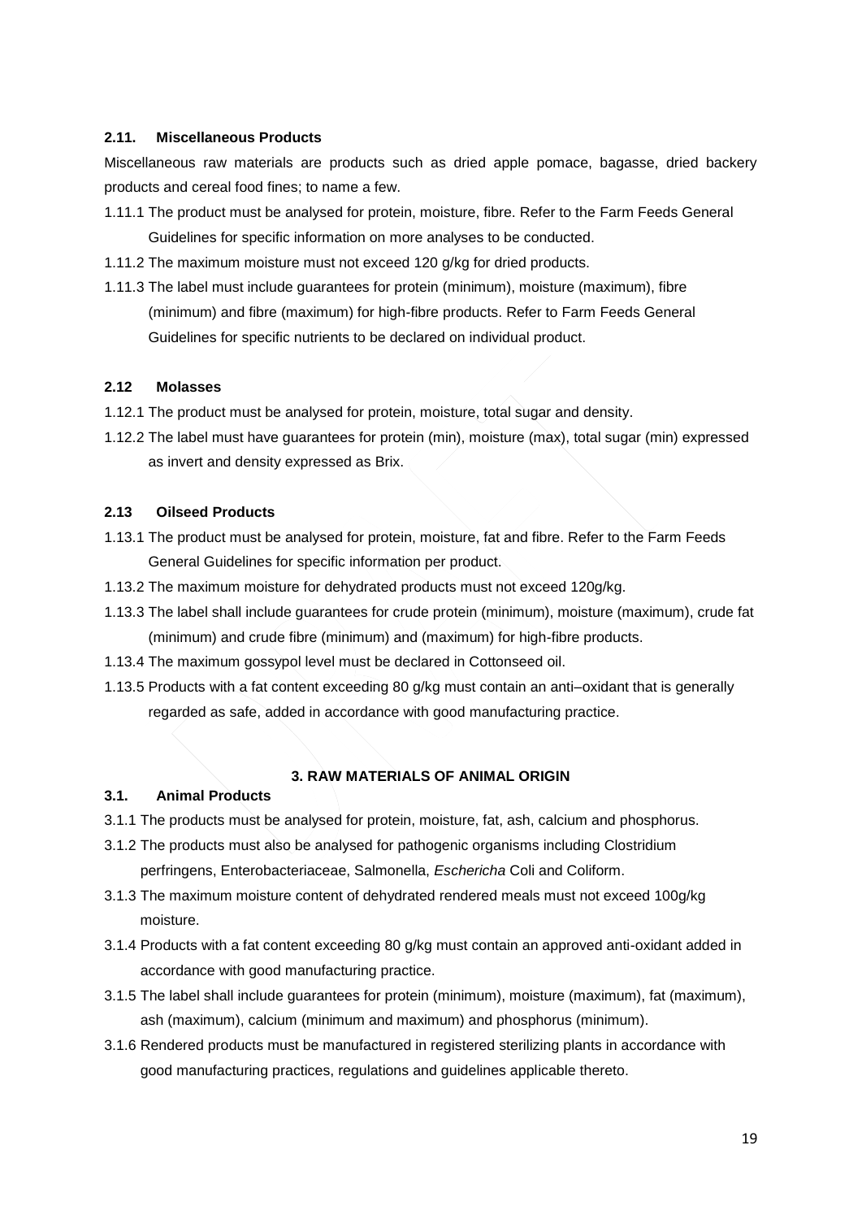### 2.11. Miscellaneous Products

Miscellaneous raw materials are products such as dried apple pomace, bagasse, dried backery products and cereal food fines; to name a few.

1.11.1 The product must be analysed for protein, moisture, fibre. Refer to the Farm Feeds General Guidelines for specific information on more analyses to be conducted.

1.11.2 The maximum moisture must not exceed 120 g/kg for dried products.

1.11.3 The label must include guarantees for protein (minimum), moisture (maximum), fibre (minimum) and fibre (maximum) for high-fibre products. Refer to Farm Feeds General Guidelines for specific nutrients to be declared on individual product.

### 2.12 Molasses

1.12.1 The product must be analysed for protein, moisture, total sugar and density.

1.12.2 The label must have guarantees for protein (min), moisture (max), total sugar (min) expressed as invert and density expressed as Brix.

### 2.13 Oilseed Products

1.13.1 The product must be analysed for protein, moisture, fat and fibre. Refer to the Farm Feeds General Guidelines for specific information per product.

1.13.2 The maximum moisture for dehydrated products must not exceed 120g/kg.

1.13.3 The label shall include guarantees for crude protein (minimum), moisture (maximum), crude fat (minimum) and crude fibre (minimum) and (maximum) for high-fibre products.

1.13.4 The maximum gossypol level must be declared in Cottonseed oil.

1.13.5 Products with a fat content exceeding 80 g/kg must contain an anti–oxidant that is generally regarded as safe, added in accordance with good manufacturing practice.

## 3. RAW MATERIALS OF ANIMAL ORIGIN

### 3.1. Animal Products

3.1.1 The products must be analysed for protein, moisture, fat, ash, calcium and phosphorus.

3.1.2 The products must also be analysed for pathogenic organisms including Clostridium perfringens, Enterobacteriaceae, Salmonella, *Eschericha* Coli and Coliform.

3.1.3 The maximum moisture content of dehydrated rendered meals must not exceed 100g/kg moisture.

3.1.4 Products with a fat content exceeding 80 g/kg must contain an approved anti-oxidant added in accordance with good manufacturing practice.

3.1.5 The label shall include guarantees for protein (minimum), moisture (maximum), fat (maximum), ash (maximum), calcium (minimum and maximum) and phosphorus (minimum).

3.1.6 Rendered products must be manufactured in registered sterilizing plants in accordance with good manufacturing practices, regulations and guidelines applicable thereto.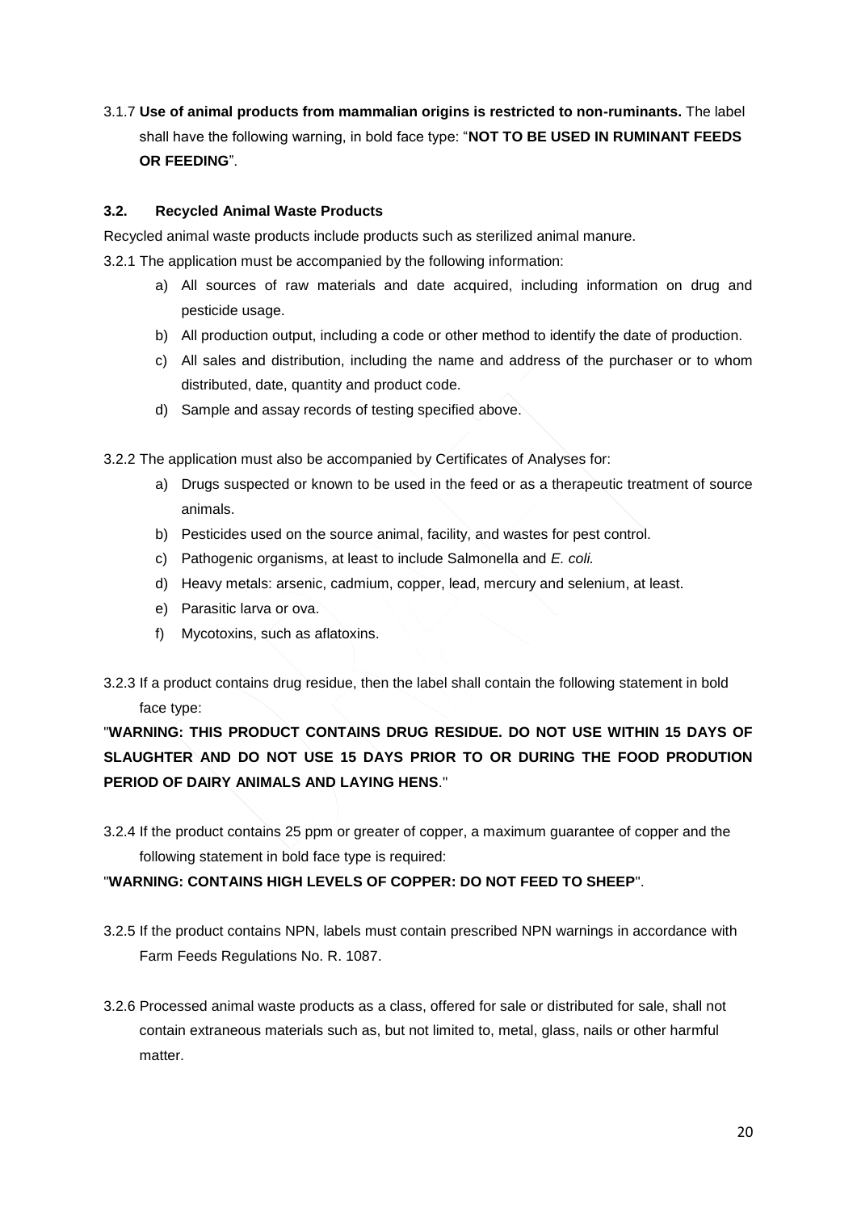3.1.7 **Use of animal products from mammalian origins is restricted to non-ruminants.** The label shall have the following warning, in bold face type: "**NOT TO BE USED IN RUMINANT FEEDS OR FEEDING**".

### 3.2. Recycled Animal Waste Products

Recycled animal waste products include products such as sterilized animal manure.

3.2.1 The application must be accompanied by the following information:

a) All sources of raw materials and date acquired, including information on drug and pesticide usage.
b) All production output, including a code or other method to identify the date of production.
c) All sales and distribution, including the name and address of the purchaser or to whom distributed, date, quantity and product code.
d) Sample and assay records of testing specified above.

3.2.2 The application must also be accompanied by Certificates of Analyses for:

a) Drugs suspected or known to be used in the feed or as a therapeutic treatment of source animals.
b) Pesticides used on the source animal, facility, and wastes for pest control.
c) Pathogenic organisms, at least to include Salmonella and *E. coli.*
d) Heavy metals: arsenic, cadmium, copper, lead, mercury and selenium, at least.
e) Parasitic larva or ova.
f) Mycotoxins, such as aflatoxins.

3.2.3 If a product contains drug residue, then the label shall contain the following statement in bold face type:

"**WARNING: THIS PRODUCT CONTAINS DRUG RESIDUE. DO NOT USE WITHIN 15 DAYS OF SLAUGHTER AND DO NOT USE 15 DAYS PRIOR TO OR DURING THE FOOD PRODUTION PERIOD OF DAIRY ANIMALS AND LAYING HENS**."

3.2.4 If the product contains 25 ppm or greater of copper, a maximum guarantee of copper and the following statement in bold face type is required:

"**WARNING: CONTAINS HIGH LEVELS OF COPPER: DO NOT FEED TO SHEEP**".

3.2.5 If the product contains NPN, labels must contain prescribed NPN warnings in accordance with Farm Feeds Regulations No. R. 1087.

3.2.6 Processed animal waste products as a class, offered for sale or distributed for sale, shall not contain extraneous materials such as, but not limited to, metal, glass, nails or other harmful matter.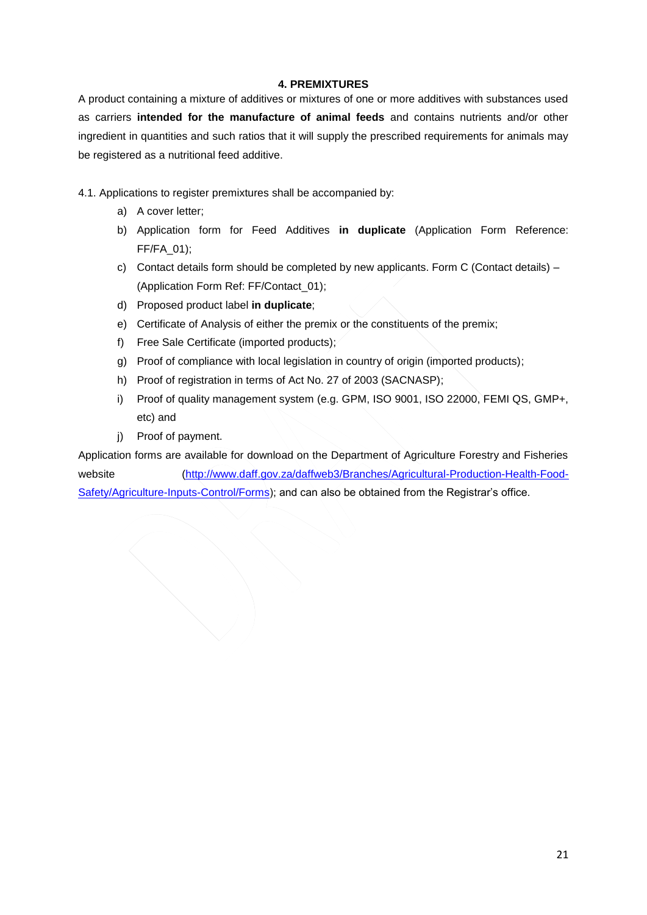## 4. PREMIXTURES

A product containing a mixture of additives or mixtures of one or more additives with substances used as carriers **intended for the manufacture of animal feeds** and contains nutrients and/or other ingredient in quantities and such ratios that it will supply the prescribed requirements for animals may be registered as a nutritional feed additive.

4.1. Applications to register premixtures shall be accompanied by:

a) A cover letter;
b) Application form for Feed Additives **in duplicate** (Application Form Reference: FF/FA_01);
c) Contact details form should be completed by new applicants. Form C (Contact details) – (Application Form Ref: FF/Contact_01);
d) Proposed product label **in duplicate**;
e) Certificate of Analysis of either the premix or the constituents of the premix;
f) Free Sale Certificate (imported products);
g) Proof of compliance with local legislation in country of origin (imported products);
h) Proof of registration in terms of Act No. 27 of 2003 (SACNASP);
i) Proof of quality management system (e.g. GPM, ISO 9001, ISO 22000, FEMI QS, GMP+, etc) and
j) Proof of payment.

Application forms are available for download on the Department of Agriculture Forestry and Fisheries website (http://www.daff.gov.za/daffweb3/Branches/Agricultural-Production-Health-Food-Safety/Agriculture-Inputs-Control/Forms); and can also be obtained from the Registrar's office.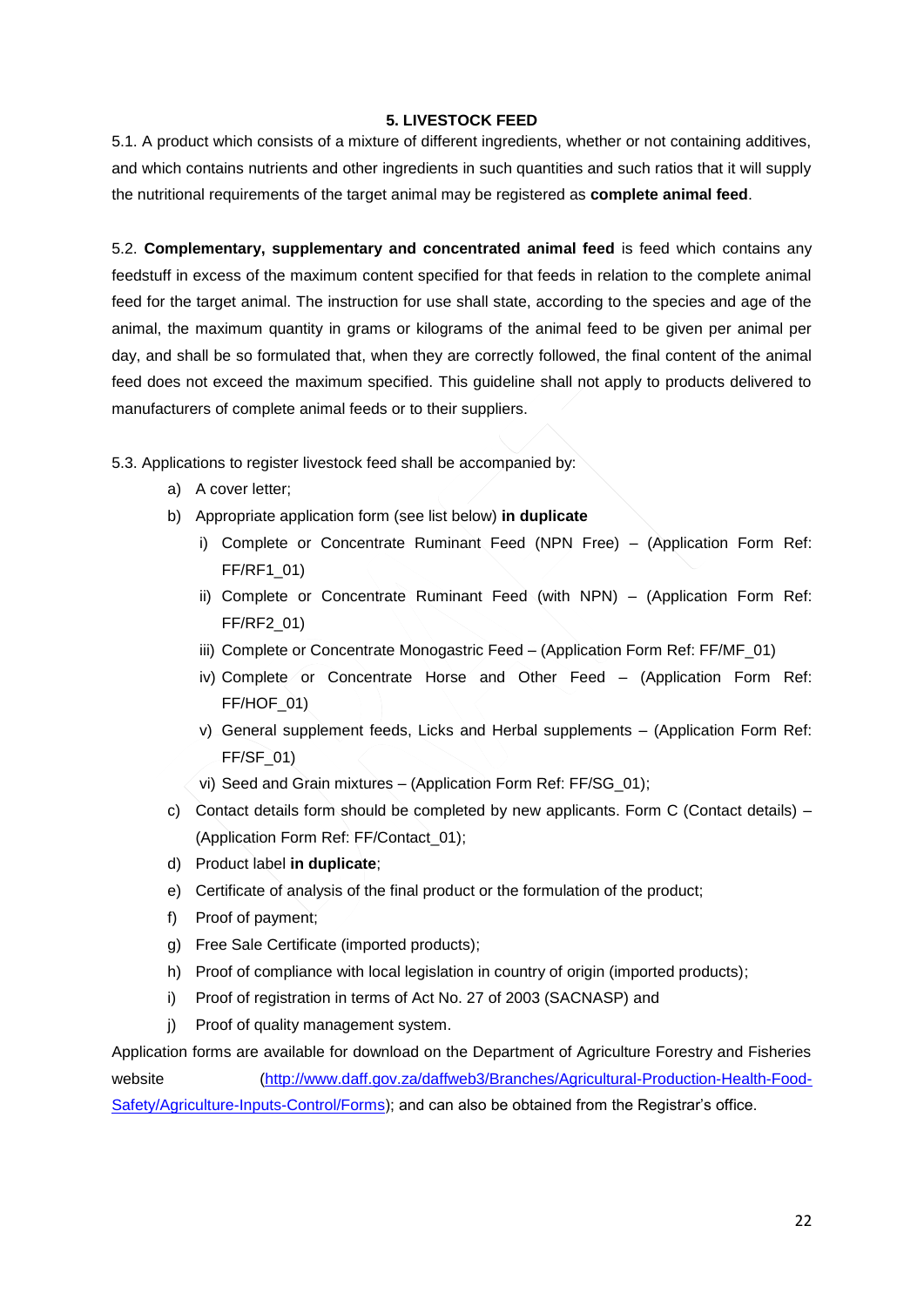## 5. LIVESTOCK FEED

5.1. A product which consists of a mixture of different ingredients, whether or not containing additives, and which contains nutrients and other ingredients in such quantities and such ratios that it will supply the nutritional requirements of the target animal may be registered as **complete animal feed**.

5.2. **Complementary, supplementary and concentrated animal feed** is feed which contains any feedstuff in excess of the maximum content specified for that feeds in relation to the complete animal feed for the target animal. The instruction for use shall state, according to the species and age of the animal, the maximum quantity in grams or kilograms of the animal feed to be given per animal per day, and shall be so formulated that, when they are correctly followed, the final content of the animal feed does not exceed the maximum specified. This guideline shall not apply to products delivered to manufacturers of complete animal feeds or to their suppliers.

5.3. Applications to register livestock feed shall be accompanied by:

a) A cover letter;

b) Appropriate application form (see list below) **in duplicate**

   i) Complete or Concentrate Ruminant Feed (NPN Free) – (Application Form Ref: FF/RF1_01)

   ii) Complete or Concentrate Ruminant Feed (with NPN) – (Application Form Ref: FF/RF2_01)

   iii) Complete or Concentrate Monogastric Feed – (Application Form Ref: FF/MF_01)

   iv) Complete or Concentrate Horse and Other Feed – (Application Form Ref: FF/HOF_01)

   v) General supplement feeds, Licks and Herbal supplements – (Application Form Ref: FF/SF_01)

   vi) Seed and Grain mixtures – (Application Form Ref: FF/SG_01);

c) Contact details form should be completed by new applicants. Form C (Contact details) – (Application Form Ref: FF/Contact_01);

d) Product label **in duplicate**;

e) Certificate of analysis of the final product or the formulation of the product;

f) Proof of payment;

g) Free Sale Certificate (imported products);

h) Proof of compliance with local legislation in country of origin (imported products);

i) Proof of registration in terms of Act No. 27 of 2003 (SACNASP) and

j) Proof of quality management system.

Application forms are available for download on the Department of Agriculture Forestry and Fisheries website (http://www.daff.gov.za/daffweb3/Branches/Agricultural-Production-Health-Food-Safety/Agriculture-Inputs-Control/Forms); and can also be obtained from the Registrar's office.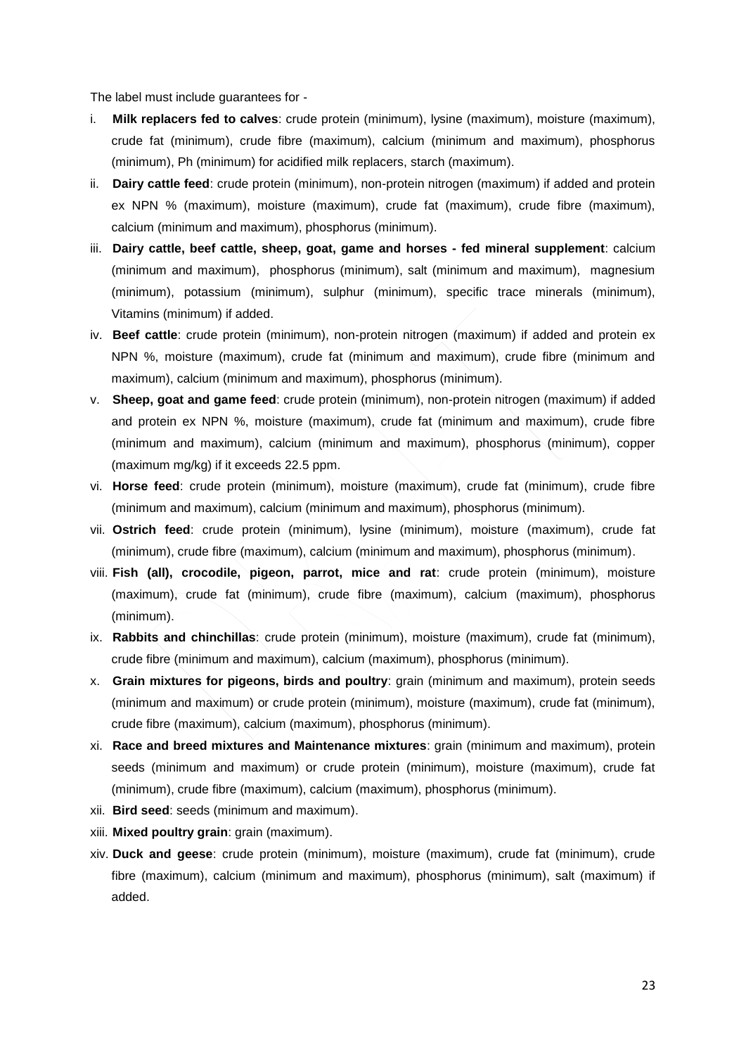The label must include guarantees for -

i. **Milk replacers fed to calves**: crude protein (minimum), lysine (maximum), moisture (maximum), crude fat (minimum), crude fibre (maximum), calcium (minimum and maximum), phosphorus (minimum), Ph (minimum) for acidified milk replacers, starch (maximum).
ii. **Dairy cattle feed**: crude protein (minimum), non-protein nitrogen (maximum) if added and protein ex NPN % (maximum), moisture (maximum), crude fat (maximum), crude fibre (maximum), calcium (minimum and maximum), phosphorus (minimum).
iii. **Dairy cattle, beef cattle, sheep, goat, game and horses - fed mineral supplement**: calcium (minimum and maximum), phosphorus (minimum), salt (minimum and maximum), magnesium (minimum), potassium (minimum), sulphur (minimum), specific trace minerals (minimum), Vitamins (minimum) if added.
iv. **Beef cattle**: crude protein (minimum), non-protein nitrogen (maximum) if added and protein ex NPN %, moisture (maximum), crude fat (minimum and maximum), crude fibre (minimum and maximum), calcium (minimum and maximum), phosphorus (minimum).
v. **Sheep, goat and game feed**: crude protein (minimum), non-protein nitrogen (maximum) if added and protein ex NPN %, moisture (maximum), crude fat (minimum and maximum), crude fibre (minimum and maximum), calcium (minimum and maximum), phosphorus (minimum), copper (maximum mg/kg) if it exceeds 22.5 ppm.
vi. **Horse feed**: crude protein (minimum), moisture (maximum), crude fat (minimum), crude fibre (minimum and maximum), calcium (minimum and maximum), phosphorus (minimum).
vii. **Ostrich feed**: crude protein (minimum), lysine (minimum), moisture (maximum), crude fat (minimum), crude fibre (maximum), calcium (minimum and maximum), phosphorus (minimum).
viii. **Fish (all), crocodile, pigeon, parrot, mice and rat**: crude protein (minimum), moisture (maximum), crude fat (minimum), crude fibre (maximum), calcium (maximum), phosphorus (minimum).
ix. **Rabbits and chinchillas**: crude protein (minimum), moisture (maximum), crude fat (minimum), crude fibre (minimum and maximum), calcium (maximum), phosphorus (minimum).
x. **Grain mixtures for pigeons, birds and poultry**: grain (minimum and maximum), protein seeds (minimum and maximum) or crude protein (minimum), moisture (maximum), crude fat (minimum), crude fibre (maximum), calcium (maximum), phosphorus (minimum).
xi. **Race and breed mixtures and Maintenance mixtures**: grain (minimum and maximum), protein seeds (minimum and maximum) or crude protein (minimum), moisture (maximum), crude fat (minimum), crude fibre (maximum), calcium (maximum), phosphorus (minimum).
xii. **Bird seed**: seeds (minimum and maximum).
xiii. **Mixed poultry grain**: grain (maximum).
xiv. **Duck and geese**: crude protein (minimum), moisture (maximum), crude fat (minimum), crude fibre (maximum), calcium (minimum and maximum), phosphorus (minimum), salt (maximum) if added.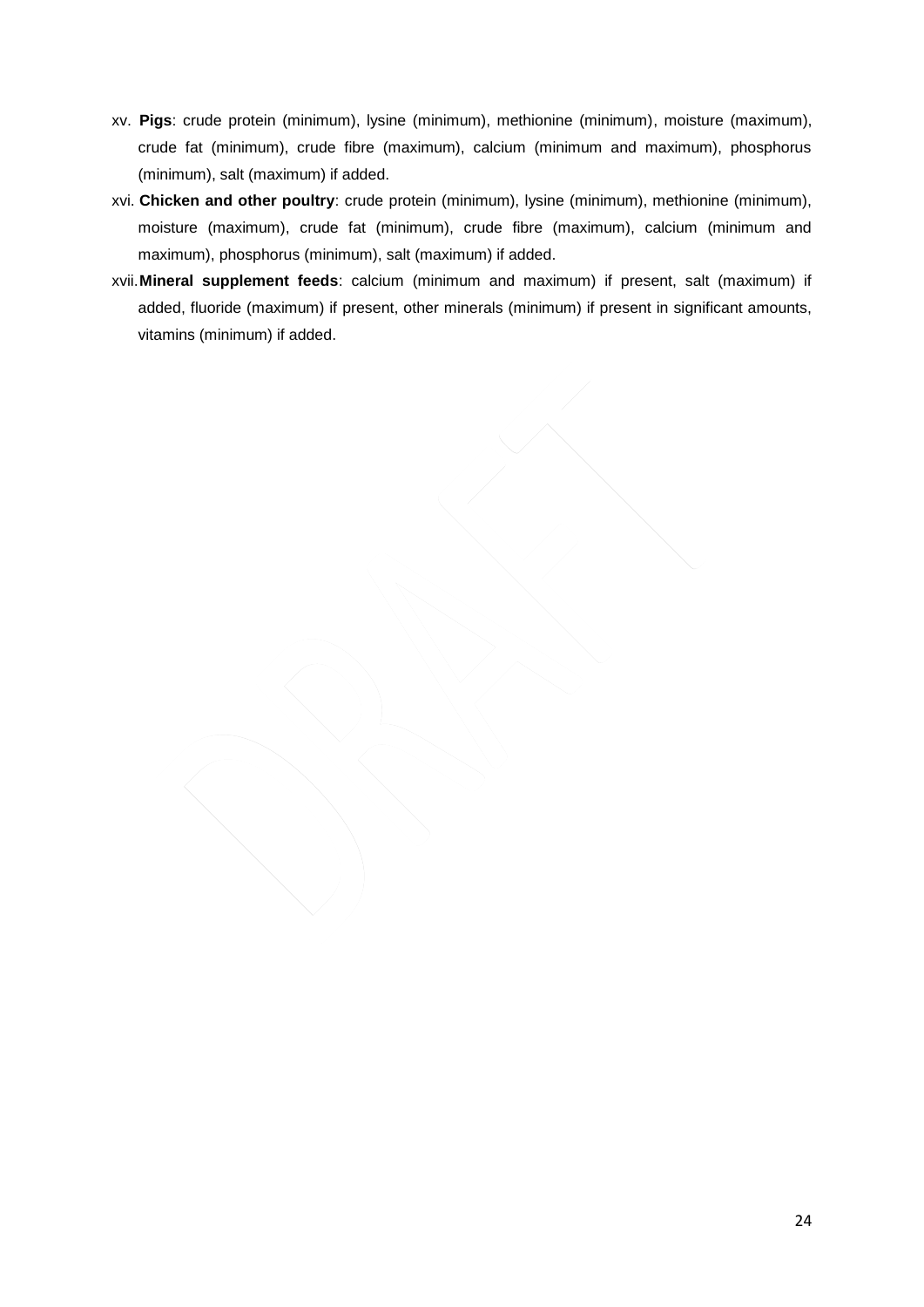xv. **Pigs**: crude protein (minimum), lysine (minimum), methionine (minimum), moisture (maximum), crude fat (minimum), crude fibre (maximum), calcium (minimum and maximum), phosphorus (minimum), salt (maximum) if added.

xvi. **Chicken and other poultry**: crude protein (minimum), lysine (minimum), methionine (minimum), moisture (maximum), crude fat (minimum), crude fibre (maximum), calcium (minimum and maximum), phosphorus (minimum), salt (maximum) if added.

xvii. **Mineral supplement feeds**: calcium (minimum and maximum) if present, salt (maximum) if added, fluoride (maximum) if present, other minerals (minimum) if present in significant amounts, vitamins (minimum) if added.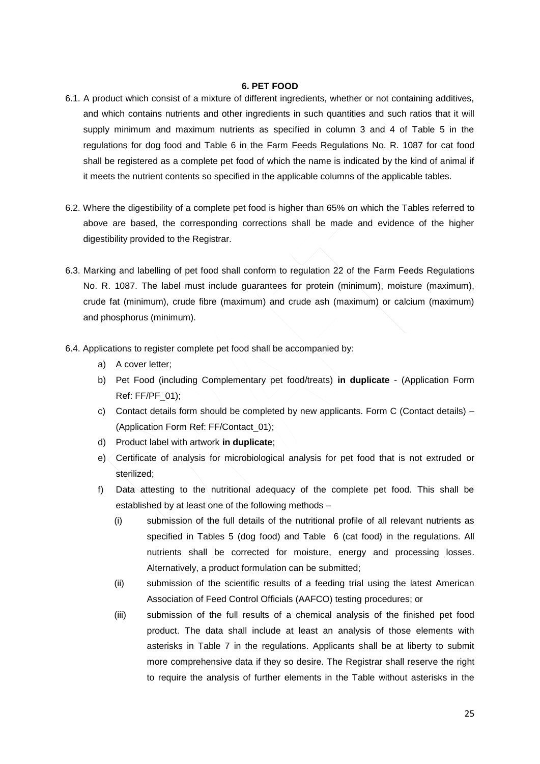## 6. PET FOOD

6.1. A product which consist of a mixture of different ingredients, whether or not containing additives, and which contains nutrients and other ingredients in such quantities and such ratios that it will supply minimum and maximum nutrients as specified in column 3 and 4 of Table 5 in the regulations for dog food and Table 6 in the Farm Feeds Regulations No. R. 1087 for cat food shall be registered as a complete pet food of which the name is indicated by the kind of animal if it meets the nutrient contents so specified in the applicable columns of the applicable tables.

6.2. Where the digestibility of a complete pet food is higher than 65% on which the Tables referred to above are based, the corresponding corrections shall be made and evidence of the higher digestibility provided to the Registrar.

6.3. Marking and labelling of pet food shall conform to regulation 22 of the Farm Feeds Regulations No. R. 1087. The label must include guarantees for protein (minimum), moisture (maximum), crude fat (minimum), crude fibre (maximum) and crude ash (maximum) or calcium (maximum) and phosphorus (minimum).

6.4. Applications to register complete pet food shall be accompanied by:

a) A cover letter;

b) Pet Food (including Complementary pet food/treats) **in duplicate** - (Application Form Ref: FF/PF_01);

c) Contact details form should be completed by new applicants. Form C (Contact details) – (Application Form Ref: FF/Contact_01);

d) Product label with artwork **in duplicate**;

e) Certificate of analysis for microbiological analysis for pet food that is not extruded or sterilized;

f) Data attesting to the nutritional adequacy of the complete pet food. This shall be established by at least one of the following methods –

(i) submission of the full details of the nutritional profile of all relevant nutrients as specified in Tables 5 (dog food) and Table 6 (cat food) in the regulations. All nutrients shall be corrected for moisture, energy and processing losses. Alternatively, a product formulation can be submitted;

(ii) submission of the scientific results of a feeding trial using the latest American Association of Feed Control Officials (AAFCO) testing procedures; or

(iii) submission of the full results of a chemical analysis of the finished pet food product. The data shall include at least an analysis of those elements with asterisks in Table 7 in the regulations. Applicants shall be at liberty to submit more comprehensive data if they so desire. The Registrar shall reserve the right to require the analysis of further elements in the Table without asterisks in the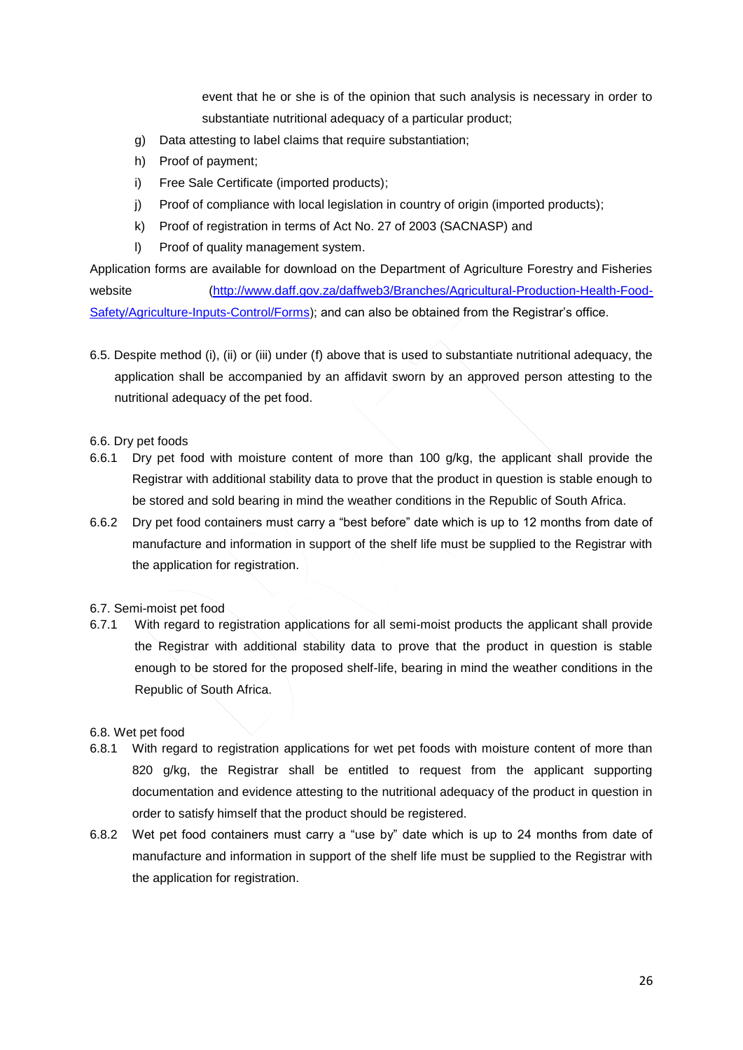event that he or she is of the opinion that such analysis is necessary in order to substantiate nutritional adequacy of a particular product;

g) Data attesting to label claims that require substantiation;

h) Proof of payment;

i) Free Sale Certificate (imported products);

j) Proof of compliance with local legislation in country of origin (imported products);

k) Proof of registration in terms of Act No. 27 of 2003 (SACNASP) and

l) Proof of quality management system.

Application forms are available for download on the Department of Agriculture Forestry and Fisheries website (http://www.daff.gov.za/daffweb3/Branches/Agricultural-Production-Health-Food-Safety/Agriculture-Inputs-Control/Forms); and can also be obtained from the Registrar's office.

6.5. Despite method (i), (ii) or (iii) under (f) above that is used to substantiate nutritional adequacy, the application shall be accompanied by an affidavit sworn by an approved person attesting to the nutritional adequacy of the pet food.

6.6. Dry pet foods

6.6.1 Dry pet food with moisture content of more than 100 g/kg, the applicant shall provide the Registrar with additional stability data to prove that the product in question is stable enough to be stored and sold bearing in mind the weather conditions in the Republic of South Africa.

6.6.2 Dry pet food containers must carry a "best before" date which is up to 12 months from date of manufacture and information in support of the shelf life must be supplied to the Registrar with the application for registration.

6.7. Semi-moist pet food

6.7.1 With regard to registration applications for all semi-moist products the applicant shall provide the Registrar with additional stability data to prove that the product in question is stable enough to be stored for the proposed shelf-life, bearing in mind the weather conditions in the Republic of South Africa.

6.8. Wet pet food

6.8.1 With regard to registration applications for wet pet foods with moisture content of more than 820 g/kg, the Registrar shall be entitled to request from the applicant supporting documentation and evidence attesting to the nutritional adequacy of the product in question in order to satisfy himself that the product should be registered.

6.8.2 Wet pet food containers must carry a "use by" date which is up to 24 months from date of manufacture and information in support of the shelf life must be supplied to the Registrar with the application for registration.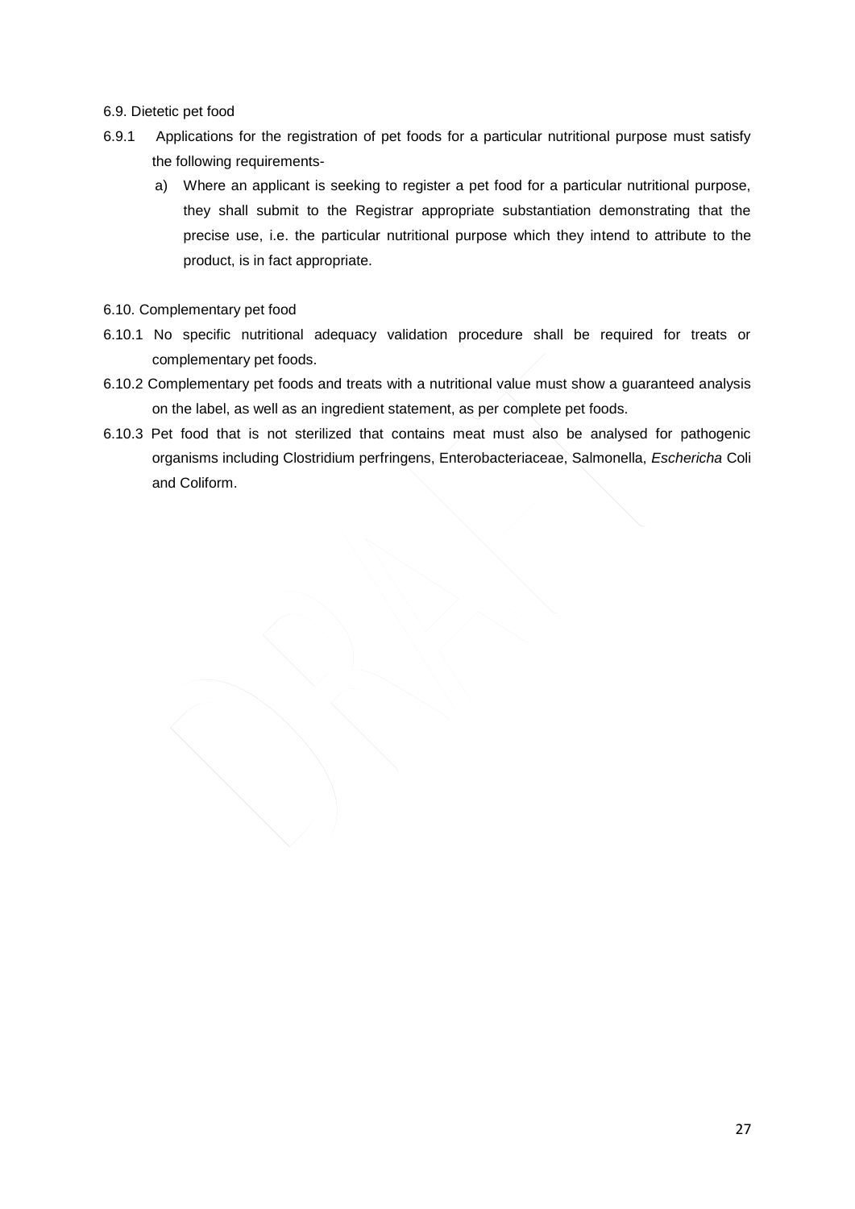6.9. Dietetic pet food

6.9.1 Applications for the registration of pet foods for a particular nutritional purpose must satisfy the following requirements-

a) Where an applicant is seeking to register a pet food for a particular nutritional purpose, they shall submit to the Registrar appropriate substantiation demonstrating that the precise use, i.e. the particular nutritional purpose which they intend to attribute to the product, is in fact appropriate.

6.10. Complementary pet food

6.10.1 No specific nutritional adequacy validation procedure shall be required for treats or complementary pet foods.

6.10.2 Complementary pet foods and treats with a nutritional value must show a guaranteed analysis on the label, as well as an ingredient statement, as per complete pet foods.

6.10.3 Pet food that is not sterilized that contains meat must also be analysed for pathogenic organisms including Clostridium perfringens, Enterobacteriaceae, Salmonella, *Eschericha* Coli and Coliform.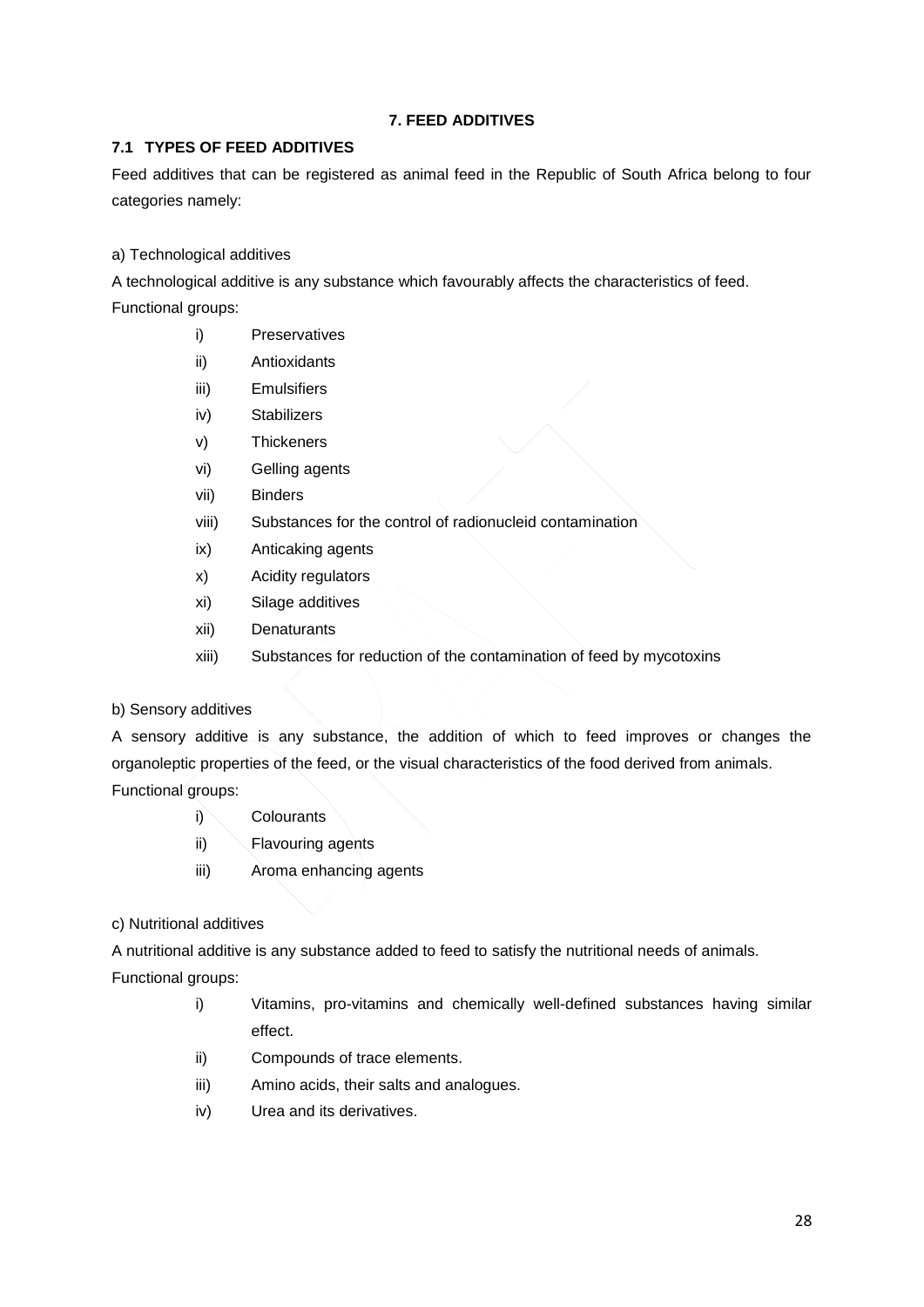## 7. FEED ADDITIVES

### 7.1 TYPES OF FEED ADDITIVES

Feed additives that can be registered as animal feed in the Republic of South Africa belong to four categories namely:

a) Technological additives

A technological additive is any substance which favourably affects the characteristics of feed.

Functional groups:

- i) Preservatives
- ii) Antioxidants
- iii) Emulsifiers
- iv) Stabilizers
- v) Thickeners
- vi) Gelling agents
- vii) Binders
- viii) Substances for the control of radionucleid contamination
- ix) Anticaking agents
- x) Acidity regulators
- xi) Silage additives
- xii) Denaturants
- xiii) Substances for reduction of the contamination of feed by mycotoxins

b) Sensory additives

A sensory additive is any substance, the addition of which to feed improves or changes the organoleptic properties of the feed, or the visual characteristics of the food derived from animals.

Functional groups:

- i) Colourants
- ii) Flavouring agents
- iii) Aroma enhancing agents

c) Nutritional additives

A nutritional additive is any substance added to feed to satisfy the nutritional needs of animals.

Functional groups:

- i) Vitamins, pro-vitamins and chemically well-defined substances having similar effect.
- ii) Compounds of trace elements.
- iii) Amino acids, their salts and analogues.
- iv) Urea and its derivatives.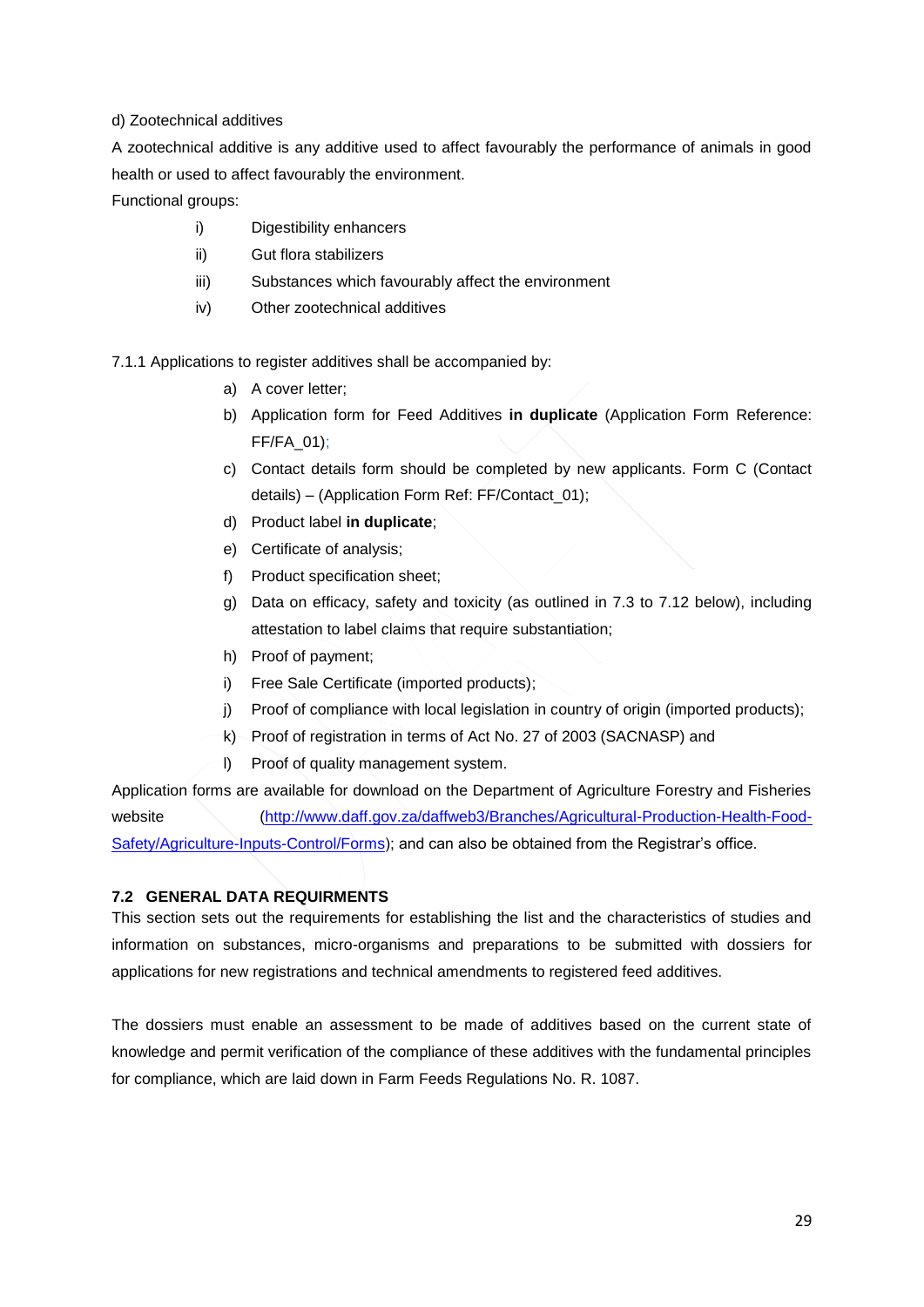d) Zootechnical additives

A zootechnical additive is any additive used to affect favourably the performance of animals in good health or used to affect favourably the environment.

Functional groups:

i) Digestibility enhancers
ii) Gut flora stabilizers
iii) Substances which favourably affect the environment
iv) Other zootechnical additives

7.1.1 Applications to register additives shall be accompanied by:

a) A cover letter;
b) Application form for Feed Additives **in duplicate** (Application Form Reference: FF/FA_01);
c) Contact details form should be completed by new applicants. Form C (Contact details) – (Application Form Ref: FF/Contact_01);
d) Product label **in duplicate**;
e) Certificate of analysis;
f) Product specification sheet;
g) Data on efficacy, safety and toxicity (as outlined in 7.3 to 7.12 below), including attestation to label claims that require substantiation;
h) Proof of payment;
i) Free Sale Certificate (imported products);
j) Proof of compliance with local legislation in country of origin (imported products);
k) Proof of registration in terms of Act No. 27 of 2003 (SACNASP) and
l) Proof of quality management system.

Application forms are available for download on the Department of Agriculture Forestry and Fisheries website (http://www.daff.gov.za/daffweb3/Branches/Agricultural-Production-Health-Food-Safety/Agriculture-Inputs-Control/Forms); and can also be obtained from the Registrar's office.

### 7.2 GENERAL DATA REQUIRMENTS

This section sets out the requirements for establishing the list and the characteristics of studies and information on substances, micro-organisms and preparations to be submitted with dossiers for applications for new registrations and technical amendments to registered feed additives.

The dossiers must enable an assessment to be made of additives based on the current state of knowledge and permit verification of the compliance of these additives with the fundamental principles for compliance, which are laid down in Farm Feeds Regulations No. R. 1087.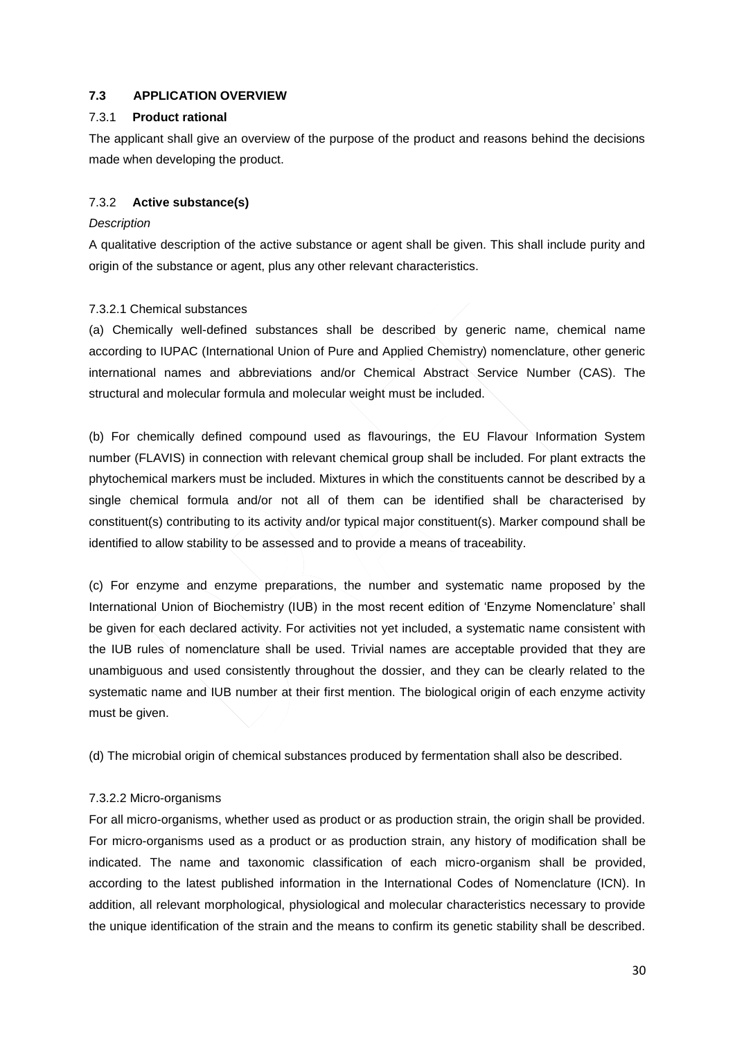## 7.3 APPLICATION OVERVIEW

### 7.3.1 Product rational

The applicant shall give an overview of the purpose of the product and reasons behind the decisions made when developing the product.

### 7.3.2 Active substance(s)

*Description*

A qualitative description of the active substance or agent shall be given. This shall include purity and origin of the substance or agent, plus any other relevant characteristics.

#### 7.3.2.1 Chemical substances

(a) Chemically well-defined substances shall be described by generic name, chemical name according to IUPAC (International Union of Pure and Applied Chemistry) nomenclature, other generic international names and abbreviations and/or Chemical Abstract Service Number (CAS). The structural and molecular formula and molecular weight must be included.

(b) For chemically defined compound used as flavourings, the EU Flavour Information System number (FLAVIS) in connection with relevant chemical group shall be included. For plant extracts the phytochemical markers must be included. Mixtures in which the constituents cannot be described by a single chemical formula and/or not all of them can be identified shall be characterised by constituent(s) contributing to its activity and/or typical major constituent(s). Marker compound shall be identified to allow stability to be assessed and to provide a means of traceability.

(c) For enzyme and enzyme preparations, the number and systematic name proposed by the International Union of Biochemistry (IUB) in the most recent edition of 'Enzyme Nomenclature' shall be given for each declared activity. For activities not yet included, a systematic name consistent with the IUB rules of nomenclature shall be used. Trivial names are acceptable provided that they are unambiguous and used consistently throughout the dossier, and they can be clearly related to the systematic name and IUB number at their first mention. The biological origin of each enzyme activity must be given.

(d) The microbial origin of chemical substances produced by fermentation shall also be described.

#### 7.3.2.2 Micro-organisms

For all micro-organisms, whether used as product or as production strain, the origin shall be provided. For micro-organisms used as a product or as production strain, any history of modification shall be indicated. The name and taxonomic classification of each micro-organism shall be provided, according to the latest published information in the International Codes of Nomenclature (ICN). In addition, all relevant morphological, physiological and molecular characteristics necessary to provide the unique identification of the strain and the means to confirm its genetic stability shall be described.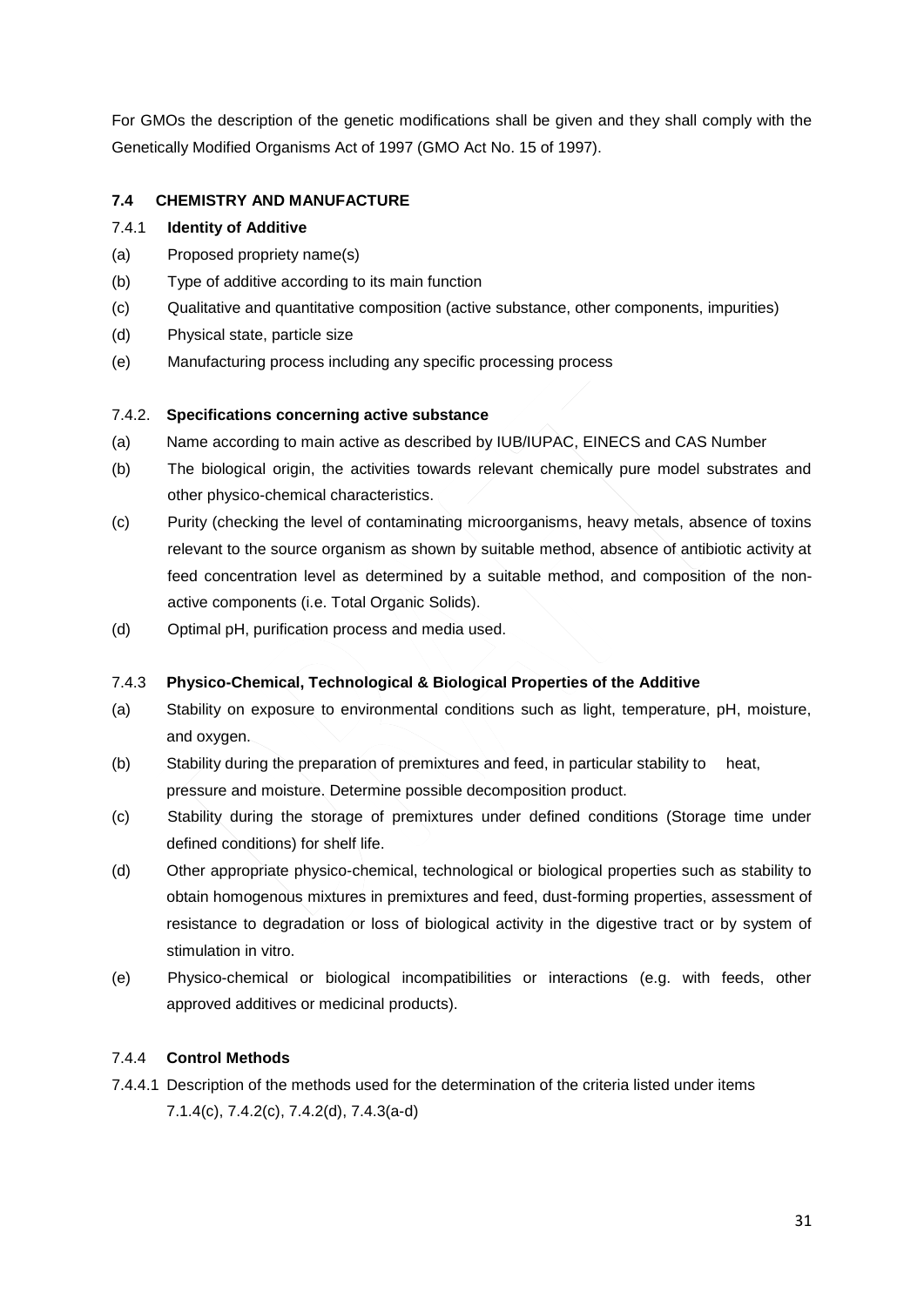For GMOs the description of the genetic modifications shall be given and they shall comply with the Genetically Modified Organisms Act of 1997 (GMO Act No. 15 of 1997).

### 7.4 CHEMISTRY AND MANUFACTURE

7.4.1 **Identity of Additive**

(a) Proposed propriety name(s)

(b) Type of additive according to its main function

(c) Qualitative and quantitative composition (active substance, other components, impurities)

(d) Physical state, particle size

(e) Manufacturing process including any specific processing process

7.4.2. **Specifications concerning active substance**

(a) Name according to main active as described by IUB/IUPAC, EINECS and CAS Number

(b) The biological origin, the activities towards relevant chemically pure model substrates and other physico-chemical characteristics.

(c) Purity (checking the level of contaminating microorganisms, heavy metals, absence of toxins relevant to the source organism as shown by suitable method, absence of antibiotic activity at feed concentration level as determined by a suitable method, and composition of the non-active components (i.e. Total Organic Solids).

(d) Optimal pH, purification process and media used.

7.4.3 **Physico-Chemical, Technological & Biological Properties of the Additive**

(a) Stability on exposure to environmental conditions such as light, temperature, pH, moisture, and oxygen.

(b) Stability during the preparation of premixtures and feed, in particular stability to heat, pressure and moisture. Determine possible decomposition product.

(c) Stability during the storage of premixtures under defined conditions (Storage time under defined conditions) for shelf life.

(d) Other appropriate physico-chemical, technological or biological properties such as stability to obtain homogenous mixtures in premixtures and feed, dust-forming properties, assessment of resistance to degradation or loss of biological activity in the digestive tract or by system of stimulation in vitro.

(e) Physico-chemical or biological incompatibilities or interactions (e.g. with feeds, other approved additives or medicinal products).

7.4.4 **Control Methods**

7.4.4.1 Description of the methods used for the determination of the criteria listed under items 7.1.4(c), 7.4.2(c), 7.4.2(d), 7.4.3(a-d)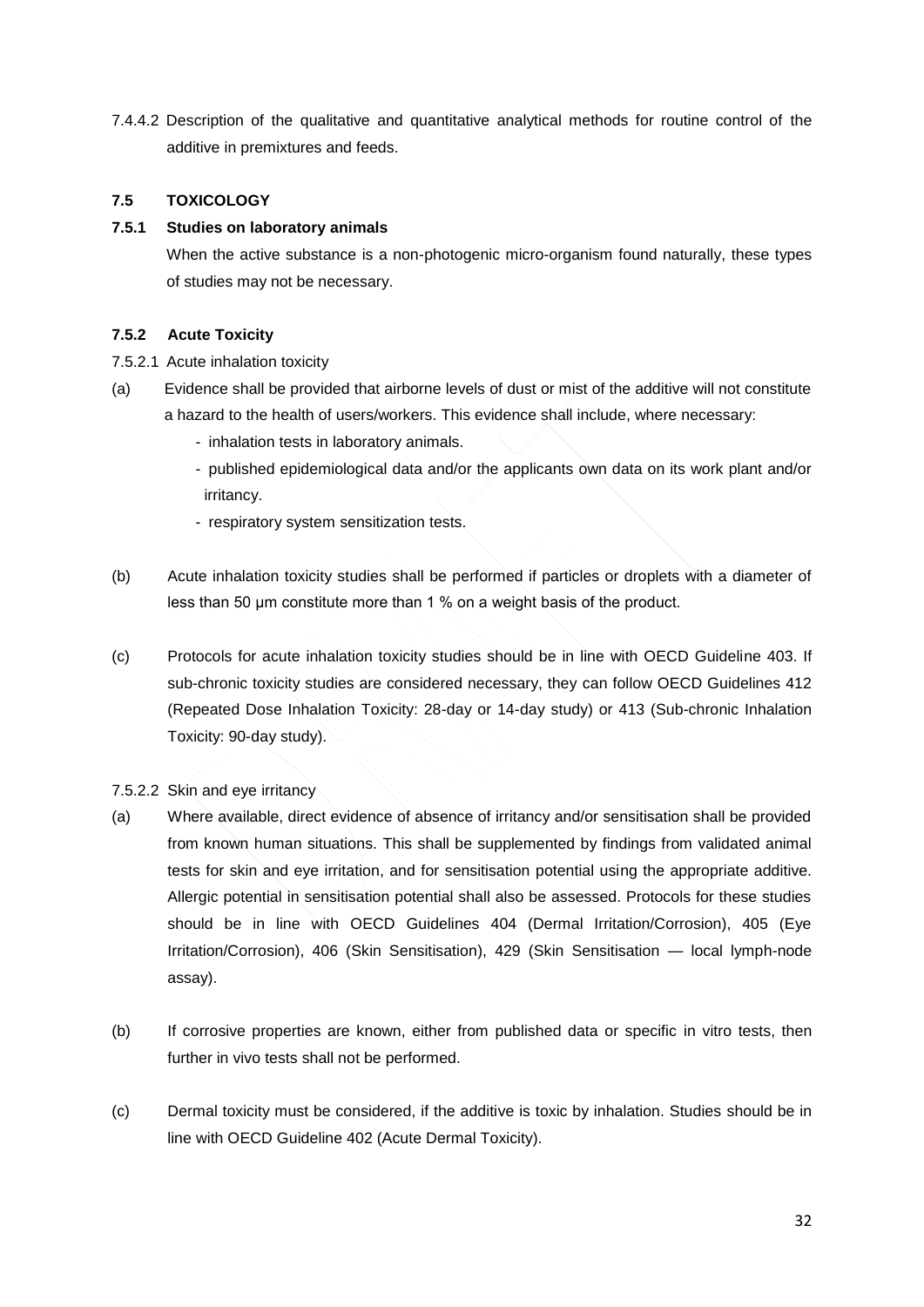7.4.4.2 Description of the qualitative and quantitative analytical methods for routine control of the additive in premixtures and feeds.

### 7.5 TOXICOLOGY

### 7.5.1 Studies on laboratory animals

When the active substance is a non-photogenic micro-organism found naturally, these types of studies may not be necessary.

### 7.5.2 Acute Toxicity

7.5.2.1 Acute inhalation toxicity

(a) Evidence shall be provided that airborne levels of dust or mist of the additive will not constitute a hazard to the health of users/workers. This evidence shall include, where necessary:

- inhalation tests in laboratory animals.
- published epidemiological data and/or the applicants own data on its work plant and/or irritancy.
- respiratory system sensitization tests.

(b) Acute inhalation toxicity studies shall be performed if particles or droplets with a diameter of less than 50 µm constitute more than 1 % on a weight basis of the product.

(c) Protocols for acute inhalation toxicity studies should be in line with OECD Guideline 403. If sub-chronic toxicity studies are considered necessary, they can follow OECD Guidelines 412 (Repeated Dose Inhalation Toxicity: 28-day or 14-day study) or 413 (Sub-chronic Inhalation Toxicity: 90-day study).

7.5.2.2 Skin and eye irritancy

(a) Where available, direct evidence of absence of irritancy and/or sensitisation shall be provided from known human situations. This shall be supplemented by findings from validated animal tests for skin and eye irritation, and for sensitisation potential using the appropriate additive. Allergic potential in sensitisation potential shall also be assessed. Protocols for these studies should be in line with OECD Guidelines 404 (Dermal Irritation/Corrosion), 405 (Eye Irritation/Corrosion), 406 (Skin Sensitisation), 429 (Skin Sensitisation — local lymph-node assay).

(b) If corrosive properties are known, either from published data or specific in vitro tests, then further in vivo tests shall not be performed.

(c) Dermal toxicity must be considered, if the additive is toxic by inhalation. Studies should be in line with OECD Guideline 402 (Acute Dermal Toxicity).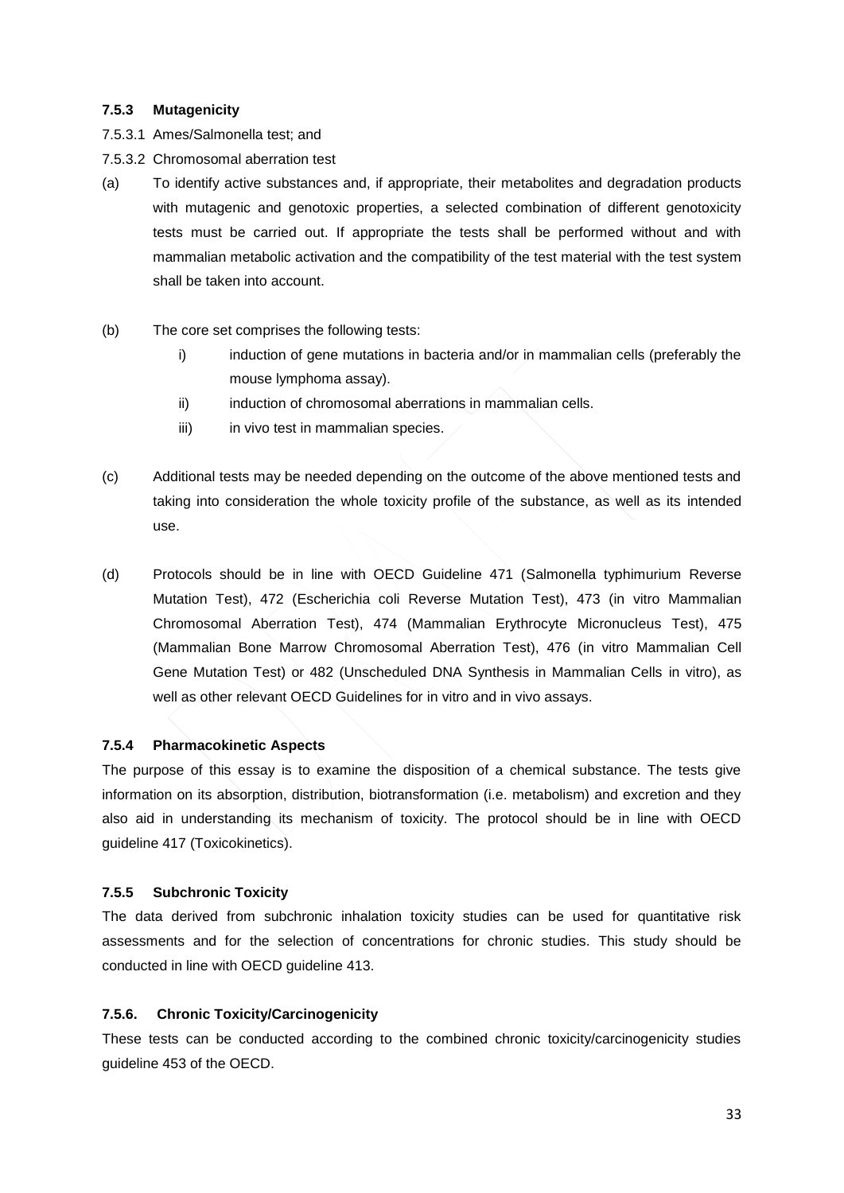### 7.5.3 Mutagenicity

7.5.3.1 Ames/Salmonella test; and

7.5.3.2 Chromosomal aberration test

(a) To identify active substances and, if appropriate, their metabolites and degradation products with mutagenic and genotoxic properties, a selected combination of different genotoxicity tests must be carried out. If appropriate the tests shall be performed without and with mammalian metabolic activation and the compatibility of the test material with the test system shall be taken into account.

(b) The core set comprises the following tests:

   i) induction of gene mutations in bacteria and/or in mammalian cells (preferably the mouse lymphoma assay).

   ii) induction of chromosomal aberrations in mammalian cells.

   iii) in vivo test in mammalian species.

(c) Additional tests may be needed depending on the outcome of the above mentioned tests and taking into consideration the whole toxicity profile of the substance, as well as its intended use.

(d) Protocols should be in line with OECD Guideline 471 (Salmonella typhimurium Reverse Mutation Test), 472 (Escherichia coli Reverse Mutation Test), 473 (in vitro Mammalian Chromosomal Aberration Test), 474 (Mammalian Erythrocyte Micronucleus Test), 475 (Mammalian Bone Marrow Chromosomal Aberration Test), 476 (in vitro Mammalian Cell Gene Mutation Test) or 482 (Unscheduled DNA Synthesis in Mammalian Cells in vitro), as well as other relevant OECD Guidelines for in vitro and in vivo assays.

### 7.5.4 Pharmacokinetic Aspects

The purpose of this essay is to examine the disposition of a chemical substance. The tests give information on its absorption, distribution, biotransformation (i.e. metabolism) and excretion and they also aid in understanding its mechanism of toxicity. The protocol should be in line with OECD guideline 417 (Toxicokinetics).

### 7.5.5 Subchronic Toxicity

The data derived from subchronic inhalation toxicity studies can be used for quantitative risk assessments and for the selection of concentrations for chronic studies. This study should be conducted in line with OECD guideline 413.

### 7.5.6. Chronic Toxicity/Carcinogenicity

These tests can be conducted according to the combined chronic toxicity/carcinogenicity studies guideline 453 of the OECD.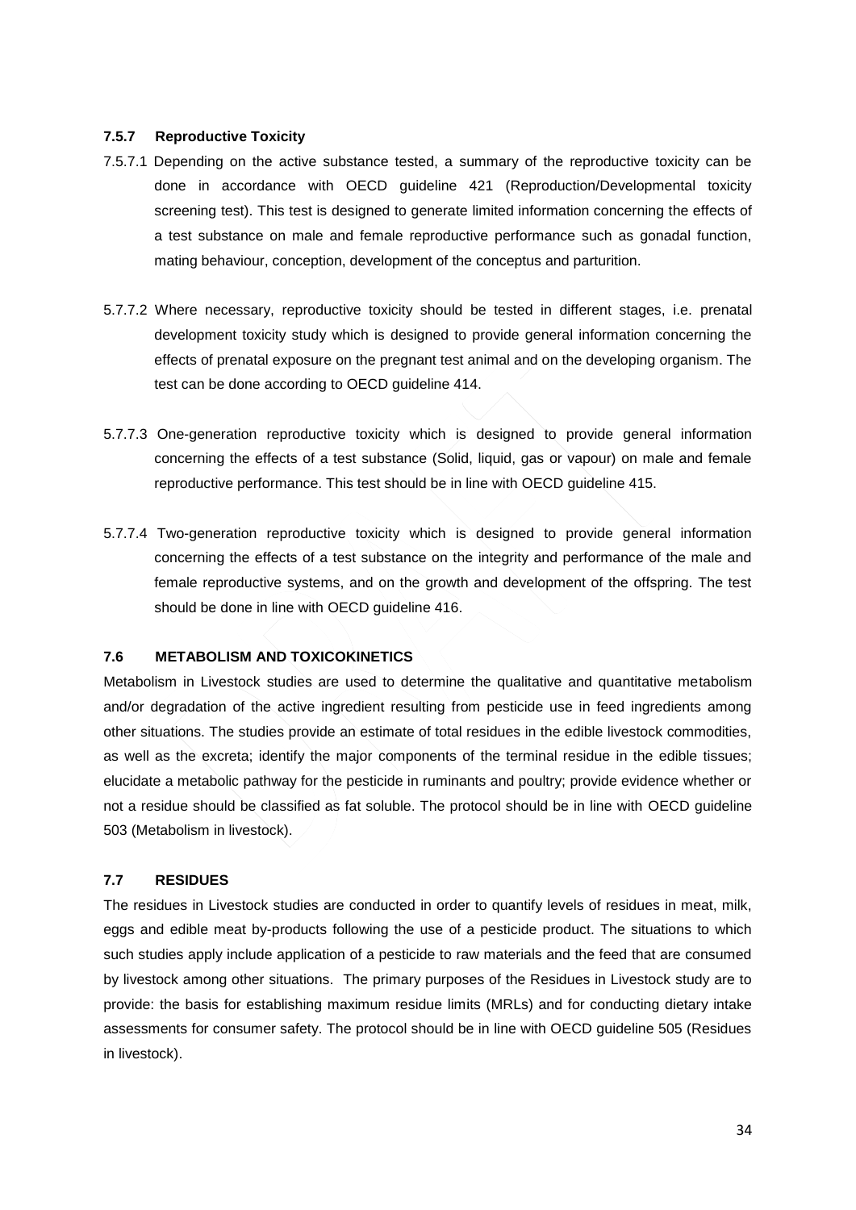### 7.5.7 Reproductive Toxicity

7.5.7.1 Depending on the active substance tested, a summary of the reproductive toxicity can be done in accordance with OECD guideline 421 (Reproduction/Developmental toxicity screening test). This test is designed to generate limited information concerning the effects of a test substance on male and female reproductive performance such as gonadal function, mating behaviour, conception, development of the conceptus and parturition.

5.7.7.2 Where necessary, reproductive toxicity should be tested in different stages, i.e. prenatal development toxicity study which is designed to provide general information concerning the effects of prenatal exposure on the pregnant test animal and on the developing organism. The test can be done according to OECD guideline 414.

5.7.7.3 One-generation reproductive toxicity which is designed to provide general information concerning the effects of a test substance (Solid, liquid, gas or vapour) on male and female reproductive performance. This test should be in line with OECD guideline 415.

5.7.7.4 Two-generation reproductive toxicity which is designed to provide general information concerning the effects of a test substance on the integrity and performance of the male and female reproductive systems, and on the growth and development of the offspring. The test should be done in line with OECD guideline 416.

## 7.6 METABOLISM AND TOXICOKINETICS

Metabolism in Livestock studies are used to determine the qualitative and quantitative metabolism and/or degradation of the active ingredient resulting from pesticide use in feed ingredients among other situations. The studies provide an estimate of total residues in the edible livestock commodities, as well as the excreta; identify the major components of the terminal residue in the edible tissues; elucidate a metabolic pathway for the pesticide in ruminants and poultry; provide evidence whether or not a residue should be classified as fat soluble. The protocol should be in line with OECD guideline 503 (Metabolism in livestock).

## 7.7 RESIDUES

The residues in Livestock studies are conducted in order to quantify levels of residues in meat, milk, eggs and edible meat by-products following the use of a pesticide product. The situations to which such studies apply include application of a pesticide to raw materials and the feed that are consumed by livestock among other situations. The primary purposes of the Residues in Livestock study are to provide: the basis for establishing maximum residue limits (MRLs) and for conducting dietary intake assessments for consumer safety. The protocol should be in line with OECD guideline 505 (Residues in livestock).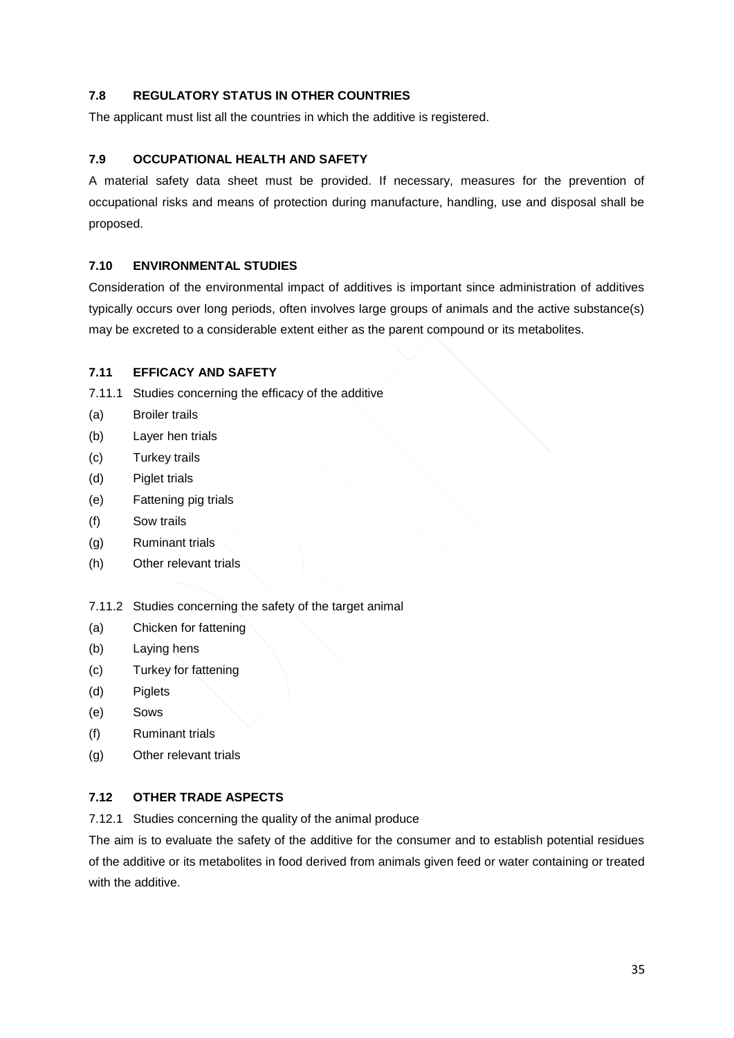## 7.8 REGULATORY STATUS IN OTHER COUNTRIES

The applicant must list all the countries in which the additive is registered.

## 7.9 OCCUPATIONAL HEALTH AND SAFETY

A material safety data sheet must be provided. If necessary, measures for the prevention of occupational risks and means of protection during manufacture, handling, use and disposal shall be proposed.

## 7.10 ENVIRONMENTAL STUDIES

Consideration of the environmental impact of additives is important since administration of additives typically occurs over long periods, often involves large groups of animals and the active substance(s) may be excreted to a considerable extent either as the parent compound or its metabolites.

## 7.11 EFFICACY AND SAFETY

7.11.1 Studies concerning the efficacy of the additive

(a) Broiler trails
(b) Layer hen trials
(c) Turkey trails
(d) Piglet trials
(e) Fattening pig trials
(f) Sow trails
(g) Ruminant trials
(h) Other relevant trials

7.11.2 Studies concerning the safety of the target animal

(a) Chicken for fattening
(b) Laying hens
(c) Turkey for fattening
(d) Piglets
(e) Sows
(f) Ruminant trials
(g) Other relevant trials

## 7.12 OTHER TRADE ASPECTS

7.12.1 Studies concerning the quality of the animal produce

The aim is to evaluate the safety of the additive for the consumer and to establish potential residues of the additive or its metabolites in food derived from animals given feed or water containing or treated with the additive.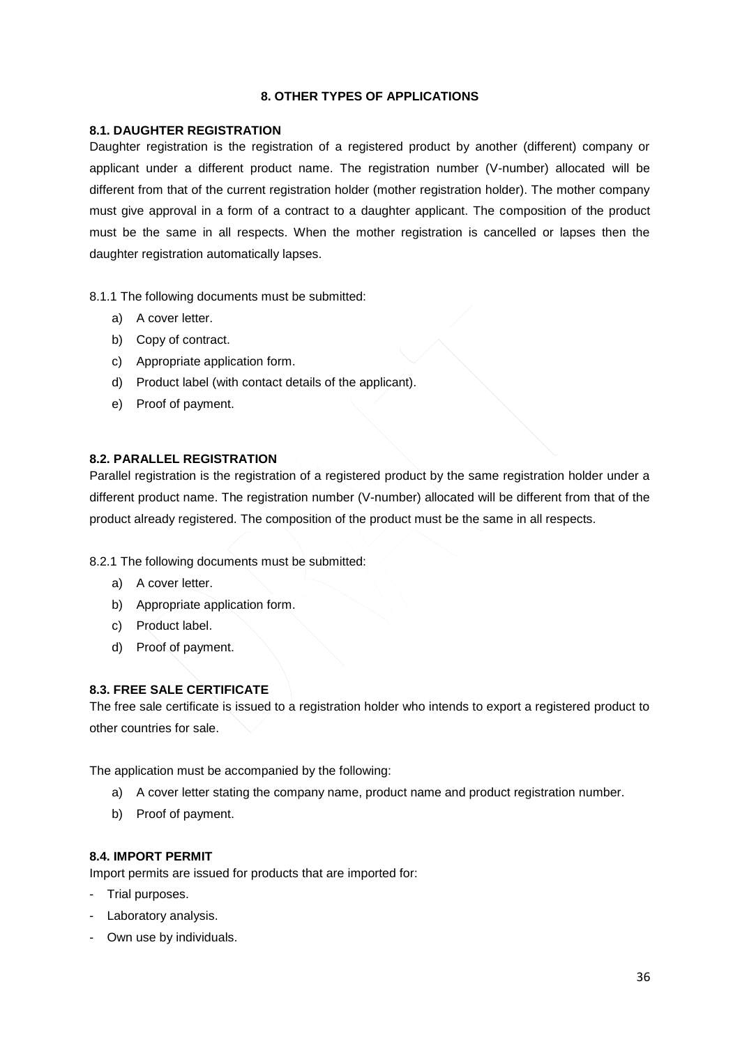## 8. OTHER TYPES OF APPLICATIONS

### 8.1. DAUGHTER REGISTRATION

Daughter registration is the registration of a registered product by another (different) company or applicant under a different product name. The registration number (V-number) allocated will be different from that of the current registration holder (mother registration holder). The mother company must give approval in a form of a contract to a daughter applicant. The composition of the product must be the same in all respects. When the mother registration is cancelled or lapses then the daughter registration automatically lapses.

8.1.1 The following documents must be submitted:

a) A cover letter.
b) Copy of contract.
c) Appropriate application form.
d) Product label (with contact details of the applicant).
e) Proof of payment.

### 8.2. PARALLEL REGISTRATION

Parallel registration is the registration of a registered product by the same registration holder under a different product name. The registration number (V-number) allocated will be different from that of the product already registered. The composition of the product must be the same in all respects.

8.2.1 The following documents must be submitted:

a) A cover letter.
b) Appropriate application form.
c) Product label.
d) Proof of payment.

### 8.3. FREE SALE CERTIFICATE

The free sale certificate is issued to a registration holder who intends to export a registered product to other countries for sale.

The application must be accompanied by the following:

a) A cover letter stating the company name, product name and product registration number.
b) Proof of payment.

### 8.4. IMPORT PERMIT

Import permits are issued for products that are imported for:

- Trial purposes.
- Laboratory analysis.
- Own use by individuals.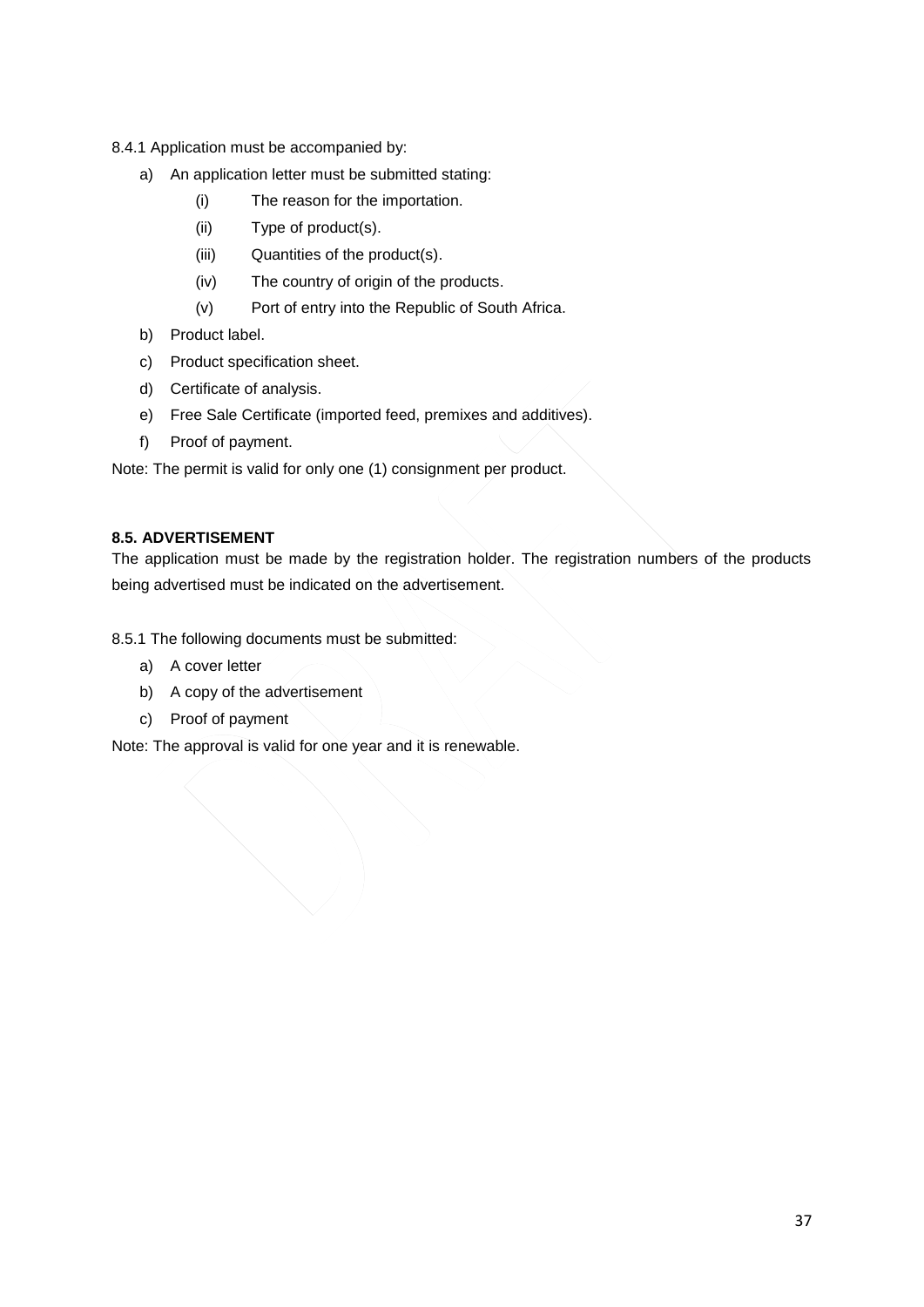8.4.1 Application must be accompanied by:

a) An application letter must be submitted stating:
   (i) The reason for the importation.
   (ii) Type of product(s).
   (iii) Quantities of the product(s).
   (iv) The country of origin of the products.
   (v) Port of entry into the Republic of South Africa.
b) Product label.
c) Product specification sheet.
d) Certificate of analysis.
e) Free Sale Certificate (imported feed, premixes and additives).
f) Proof of payment.

Note: The permit is valid for only one (1) consignment per product.

**8.5. ADVERTISEMENT**

The application must be made by the registration holder. The registration numbers of the products being advertised must be indicated on the advertisement.

8.5.1 The following documents must be submitted:

a) A cover letter
b) A copy of the advertisement
c) Proof of payment

Note: The approval is valid for one year and it is renewable.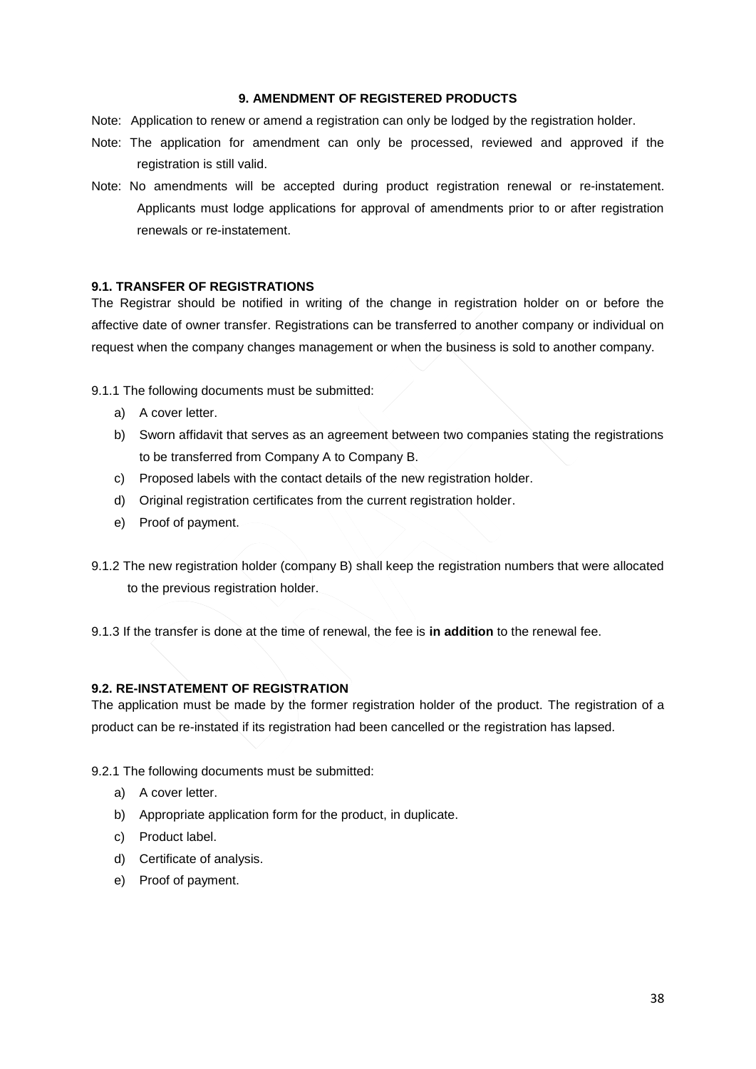## 9. AMENDMENT OF REGISTERED PRODUCTS

Note: Application to renew or amend a registration can only be lodged by the registration holder.

Note: The application for amendment can only be processed, reviewed and approved if the registration is still valid.

Note: No amendments will be accepted during product registration renewal or re-instatement. Applicants must lodge applications for approval of amendments prior to or after registration renewals or re-instatement.

### 9.1. TRANSFER OF REGISTRATIONS

The Registrar should be notified in writing of the change in registration holder on or before the affective date of owner transfer. Registrations can be transferred to another company or individual on request when the company changes management or when the business is sold to another company.

9.1.1 The following documents must be submitted:

a) A cover letter.
b) Sworn affidavit that serves as an agreement between two companies stating the registrations to be transferred from Company A to Company B.
c) Proposed labels with the contact details of the new registration holder.
d) Original registration certificates from the current registration holder.
e) Proof of payment.

9.1.2 The new registration holder (company B) shall keep the registration numbers that were allocated to the previous registration holder.

9.1.3 If the transfer is done at the time of renewal, the fee is **in addition** to the renewal fee.

### 9.2. RE-INSTATEMENT OF REGISTRATION

The application must be made by the former registration holder of the product. The registration of a product can be re-instated if its registration had been cancelled or the registration has lapsed.

9.2.1 The following documents must be submitted:

a) A cover letter.
b) Appropriate application form for the product, in duplicate.
c) Product label.
d) Certificate of analysis.
e) Proof of payment.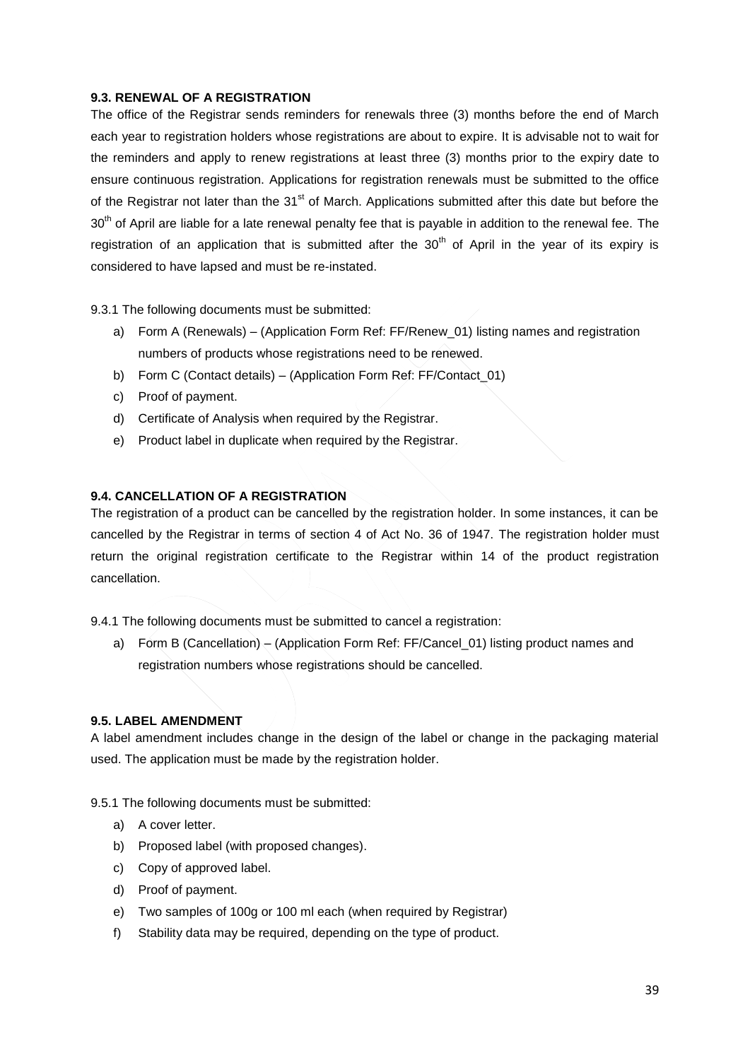### 9.3. RENEWAL OF A REGISTRATION

The office of the Registrar sends reminders for renewals three (3) months before the end of March each year to registration holders whose registrations are about to expire. It is advisable not to wait for the reminders and apply to renew registrations at least three (3) months prior to the expiry date to ensure continuous registration. Applications for registration renewals must be submitted to the office of the Registrar not later than the 31st of March. Applications submitted after this date but before the 30th of April are liable for a late renewal penalty fee that is payable in addition to the renewal fee. The registration of an application that is submitted after the 30th of April in the year of its expiry is considered to have lapsed and must be re-instated.

9.3.1 The following documents must be submitted:

a) Form A (Renewals) – (Application Form Ref: FF/Renew_01) listing names and registration numbers of products whose registrations need to be renewed.
b) Form C (Contact details) – (Application Form Ref: FF/Contact_01)
c) Proof of payment.
d) Certificate of Analysis when required by the Registrar.
e) Product label in duplicate when required by the Registrar.

### 9.4. CANCELLATION OF A REGISTRATION

The registration of a product can be cancelled by the registration holder. In some instances, it can be cancelled by the Registrar in terms of section 4 of Act No. 36 of 1947. The registration holder must return the original registration certificate to the Registrar within 14 of the product registration cancellation.

9.4.1 The following documents must be submitted to cancel a registration:

a) Form B (Cancellation) – (Application Form Ref: FF/Cancel_01) listing product names and registration numbers whose registrations should be cancelled.

### 9.5. LABEL AMENDMENT

A label amendment includes change in the design of the label or change in the packaging material used. The application must be made by the registration holder.

9.5.1 The following documents must be submitted:

a) A cover letter.
b) Proposed label (with proposed changes).
c) Copy of approved label.
d) Proof of payment.
e) Two samples of 100g or 100 ml each (when required by Registrar)
f) Stability data may be required, depending on the type of product.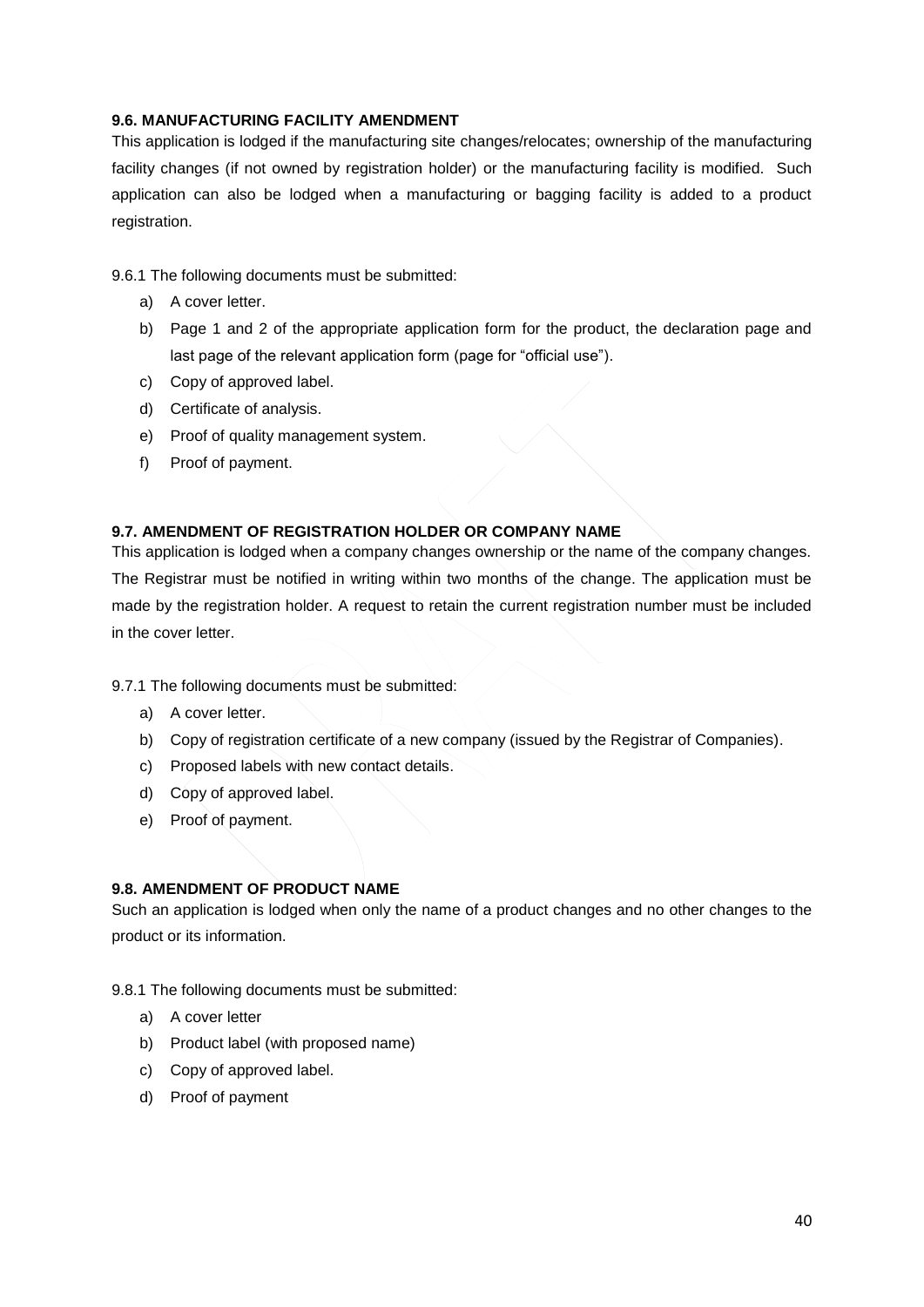### 9.6. MANUFACTURING FACILITY AMENDMENT

This application is lodged if the manufacturing site changes/relocates; ownership of the manufacturing facility changes (if not owned by registration holder) or the manufacturing facility is modified. Such application can also be lodged when a manufacturing or bagging facility is added to a product registration.

9.6.1 The following documents must be submitted:

a) A cover letter.
b) Page 1 and 2 of the appropriate application form for the product, the declaration page and last page of the relevant application form (page for "official use").
c) Copy of approved label.
d) Certificate of analysis.
e) Proof of quality management system.
f) Proof of payment.

### 9.7. AMENDMENT OF REGISTRATION HOLDER OR COMPANY NAME

This application is lodged when a company changes ownership or the name of the company changes. The Registrar must be notified in writing within two months of the change. The application must be made by the registration holder. A request to retain the current registration number must be included in the cover letter.

9.7.1 The following documents must be submitted:

a) A cover letter.
b) Copy of registration certificate of a new company (issued by the Registrar of Companies).
c) Proposed labels with new contact details.
d) Copy of approved label.
e) Proof of payment.

### 9.8. AMENDMENT OF PRODUCT NAME

Such an application is lodged when only the name of a product changes and no other changes to the product or its information.

9.8.1 The following documents must be submitted:

a) A cover letter
b) Product label (with proposed name)
c) Copy of approved label.
d) Proof of payment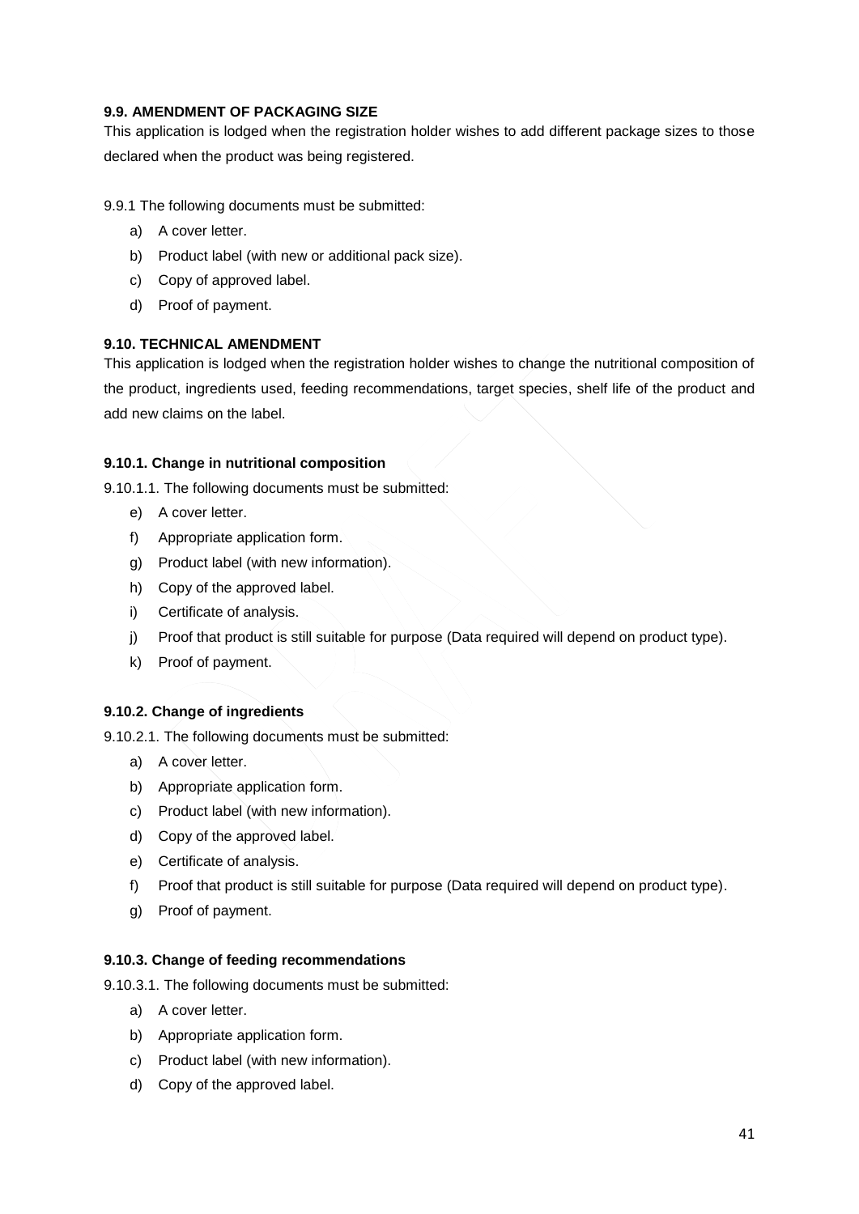**9.9. AMENDMENT OF PACKAGING SIZE**

This application is lodged when the registration holder wishes to add different package sizes to those declared when the product was being registered.

9.9.1 The following documents must be submitted:

a) A cover letter.
b) Product label (with new or additional pack size).
c) Copy of approved label.
d) Proof of payment.

**9.10. TECHNICAL AMENDMENT**

This application is lodged when the registration holder wishes to change the nutritional composition of the product, ingredients used, feeding recommendations, target species, shelf life of the product and add new claims on the label.

**9.10.1. Change in nutritional composition**

9.10.1.1. The following documents must be submitted:

e) A cover letter.
f) Appropriate application form.
g) Product label (with new information).
h) Copy of the approved label.
i) Certificate of analysis.
j) Proof that product is still suitable for purpose (Data required will depend on product type).
k) Proof of payment.

**9.10.2. Change of ingredients**

9.10.2.1. The following documents must be submitted:

a) A cover letter.
b) Appropriate application form.
c) Product label (with new information).
d) Copy of the approved label.
e) Certificate of analysis.
f) Proof that product is still suitable for purpose (Data required will depend on product type).
g) Proof of payment.

**9.10.3. Change of feeding recommendations**

9.10.3.1. The following documents must be submitted:

a) A cover letter.
b) Appropriate application form.
c) Product label (with new information).
d) Copy of the approved label.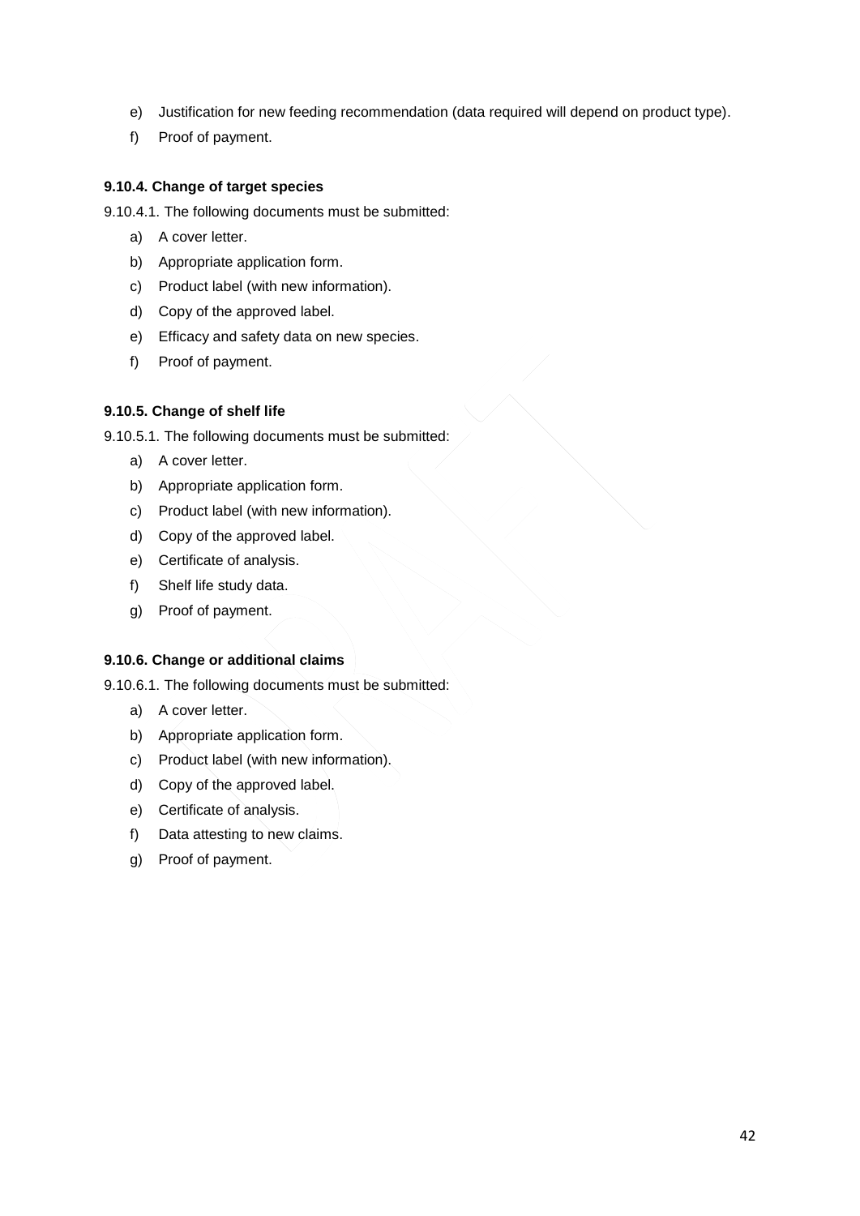e) Justification for new feeding recommendation (data required will depend on product type).

f) Proof of payment.

#### 9.10.4. Change of target species

9.10.4.1. The following documents must be submitted:

a) A cover letter.

b) Appropriate application form.

c) Product label (with new information).

d) Copy of the approved label.

e) Efficacy and safety data on new species.

f) Proof of payment.

#### 9.10.5. Change of shelf life

9.10.5.1. The following documents must be submitted:

a) A cover letter.

b) Appropriate application form.

c) Product label (with new information).

d) Copy of the approved label.

e) Certificate of analysis.

f) Shelf life study data.

g) Proof of payment.

#### 9.10.6. Change or additional claims

9.10.6.1. The following documents must be submitted:

a) A cover letter.

b) Appropriate application form.

c) Product label (with new information).

d) Copy of the approved label.

e) Certificate of analysis.

f) Data attesting to new claims.

g) Proof of payment.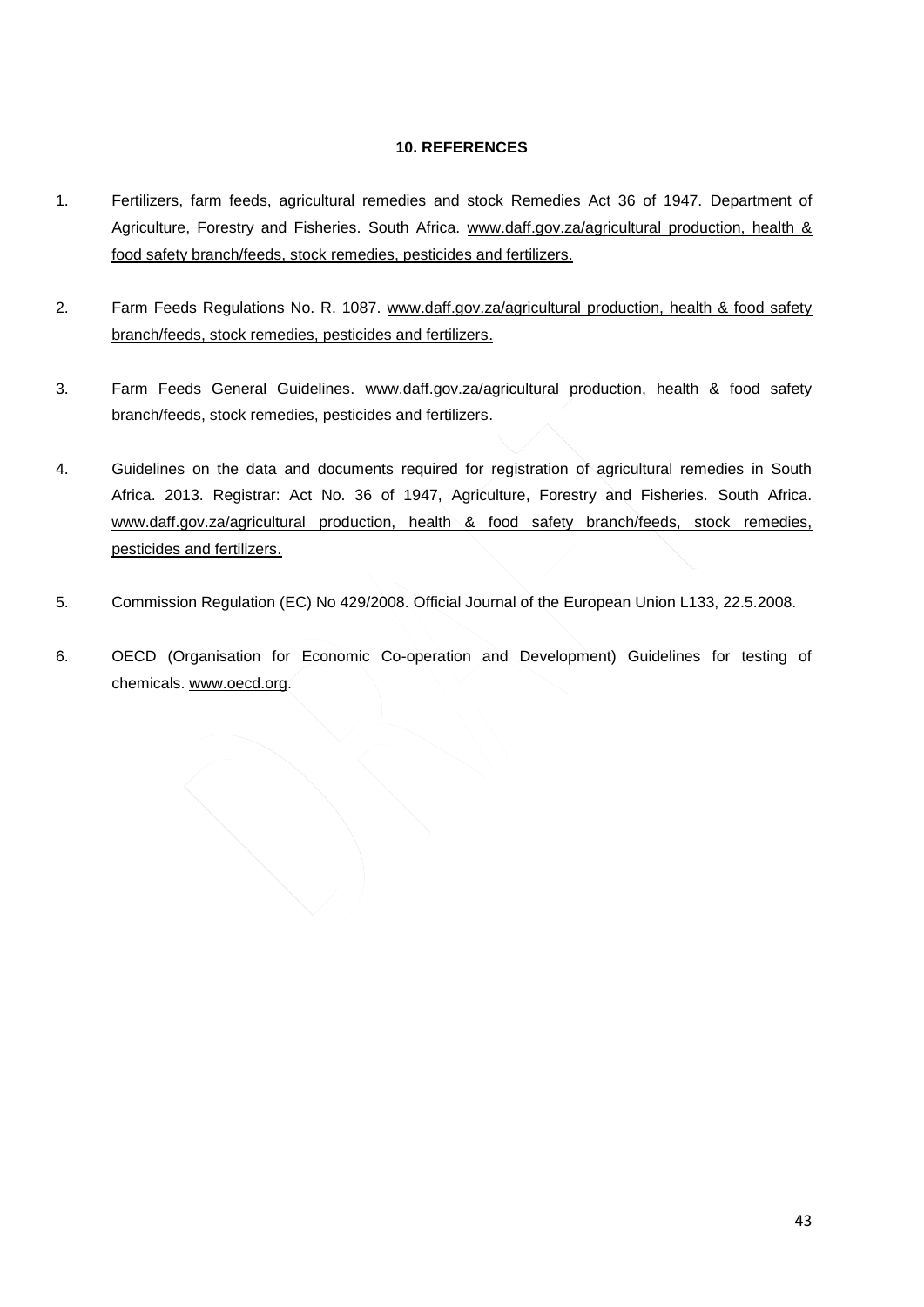## 10. REFERENCES

1. Fertilizers, farm feeds, agricultural remedies and stock Remedies Act 36 of 1947. Department of Agriculture, Forestry and Fisheries. South Africa. www.daff.gov.za/agricultural production, health & food safety branch/feeds, stock remedies, pesticides and fertilizers.

2. Farm Feeds Regulations No. R. 1087. www.daff.gov.za/agricultural production, health & food safety branch/feeds, stock remedies, pesticides and fertilizers.

3. Farm Feeds General Guidelines. www.daff.gov.za/agricultural production, health & food safety branch/feeds, stock remedies, pesticides and fertilizers.

4. Guidelines on the data and documents required for registration of agricultural remedies in South Africa. 2013. Registrar: Act No. 36 of 1947, Agriculture, Forestry and Fisheries. South Africa. www.daff.gov.za/agricultural production, health & food safety branch/feeds, stock remedies, pesticides and fertilizers.

5. Commission Regulation (EC) No 429/2008. Official Journal of the European Union L133, 22.5.2008.

6. OECD (Organisation for Economic Co-operation and Development) Guidelines for testing of chemicals. www.oecd.org.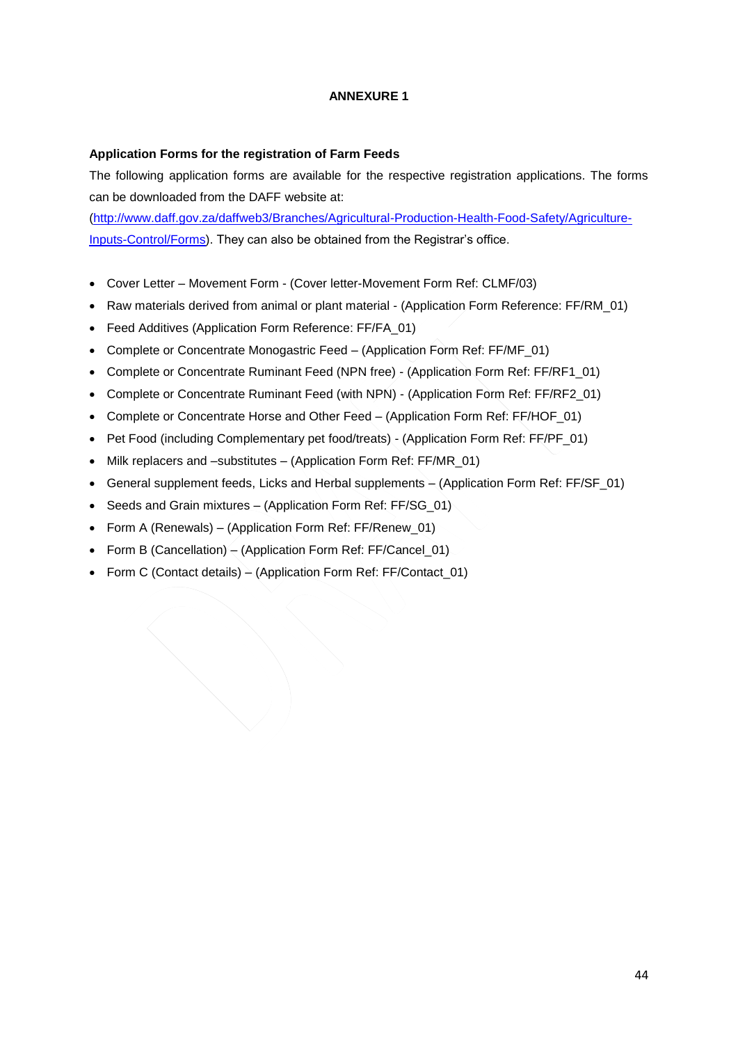# ANNEXURE 1

**Application Forms for the registration of Farm Feeds**

The following application forms are available for the respective registration applications. The forms can be downloaded from the DAFF website at:
([http://www.daff.gov.za/daffweb3/Branches/Agricultural-Production-Health-Food-Safety/Agriculture-Inputs-Control/Forms](http://www.daff.gov.za/daffweb3/Branches/Agricultural-Production-Health-Food-Safety/Agriculture-Inputs-Control/Forms)). They can also be obtained from the Registrar's office.

- Cover Letter – Movement Form - (Cover letter-Movement Form Ref: CLMF/03)
- Raw materials derived from animal or plant material - (Application Form Reference: FF/RM_01)
- Feed Additives (Application Form Reference: FF/FA_01)
- Complete or Concentrate Monogastric Feed – (Application Form Ref: FF/MF_01)
- Complete or Concentrate Ruminant Feed (NPN free) - (Application Form Ref: FF/RF1_01)
- Complete or Concentrate Ruminant Feed (with NPN) - (Application Form Ref: FF/RF2_01)
- Complete or Concentrate Horse and Other Feed – (Application Form Ref: FF/HOF_01)
- Pet Food (including Complementary pet food/treats) - (Application Form Ref: FF/PF_01)
- Milk replacers and –substitutes – (Application Form Ref: FF/MR_01)
- General supplement feeds, Licks and Herbal supplements – (Application Form Ref: FF/SF_01)
- Seeds and Grain mixtures – (Application Form Ref: FF/SG_01)
- Form A (Renewals) – (Application Form Ref: FF/Renew_01)
- Form B (Cancellation) – (Application Form Ref: FF/Cancel_01)
- Form C (Contact details) – (Application Form Ref: FF/Contact_01)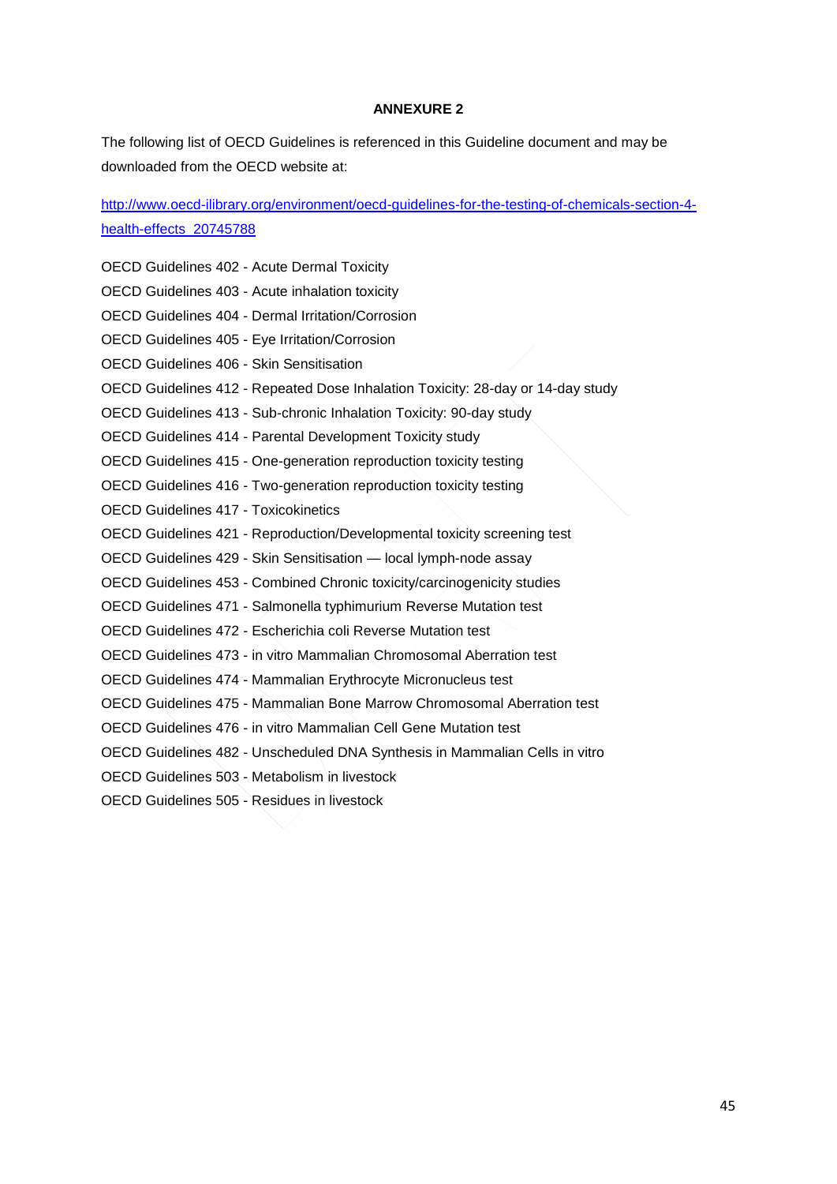**ANNEXURE 2**

The following list of OECD Guidelines is referenced in this Guideline document and may be downloaded from the OECD website at:

http://www.oecd-ilibrary.org/environment/oecd-guidelines-for-the-testing-of-chemicals-section-4-health-effects_20745788

OECD Guidelines 402 - Acute Dermal Toxicity

OECD Guidelines 403 - Acute inhalation toxicity

OECD Guidelines 404 - Dermal Irritation/Corrosion

OECD Guidelines 405 - Eye Irritation/Corrosion

OECD Guidelines 406 - Skin Sensitisation

OECD Guidelines 412 - Repeated Dose Inhalation Toxicity: 28-day or 14-day study

OECD Guidelines 413 - Sub-chronic Inhalation Toxicity: 90-day study

OECD Guidelines 414 - Parental Development Toxicity study

OECD Guidelines 415 - One-generation reproduction toxicity testing

OECD Guidelines 416 - Two-generation reproduction toxicity testing

OECD Guidelines 417 - Toxicokinetics

OECD Guidelines 421 - Reproduction/Developmental toxicity screening test

OECD Guidelines 429 - Skin Sensitisation — local lymph-node assay

OECD Guidelines 453 - Combined Chronic toxicity/carcinogenicity studies

OECD Guidelines 471 - Salmonella typhimurium Reverse Mutation test

OECD Guidelines 472 - Escherichia coli Reverse Mutation test

OECD Guidelines 473 - in vitro Mammalian Chromosomal Aberration test

OECD Guidelines 474 - Mammalian Erythrocyte Micronucleus test

OECD Guidelines 475 - Mammalian Bone Marrow Chromosomal Aberration test

OECD Guidelines 476 - in vitro Mammalian Cell Gene Mutation test

OECD Guidelines 482 - Unscheduled DNA Synthesis in Mammalian Cells in vitro

OECD Guidelines 503 - Metabolism in livestock

OECD Guidelines 505 - Residues in livestock